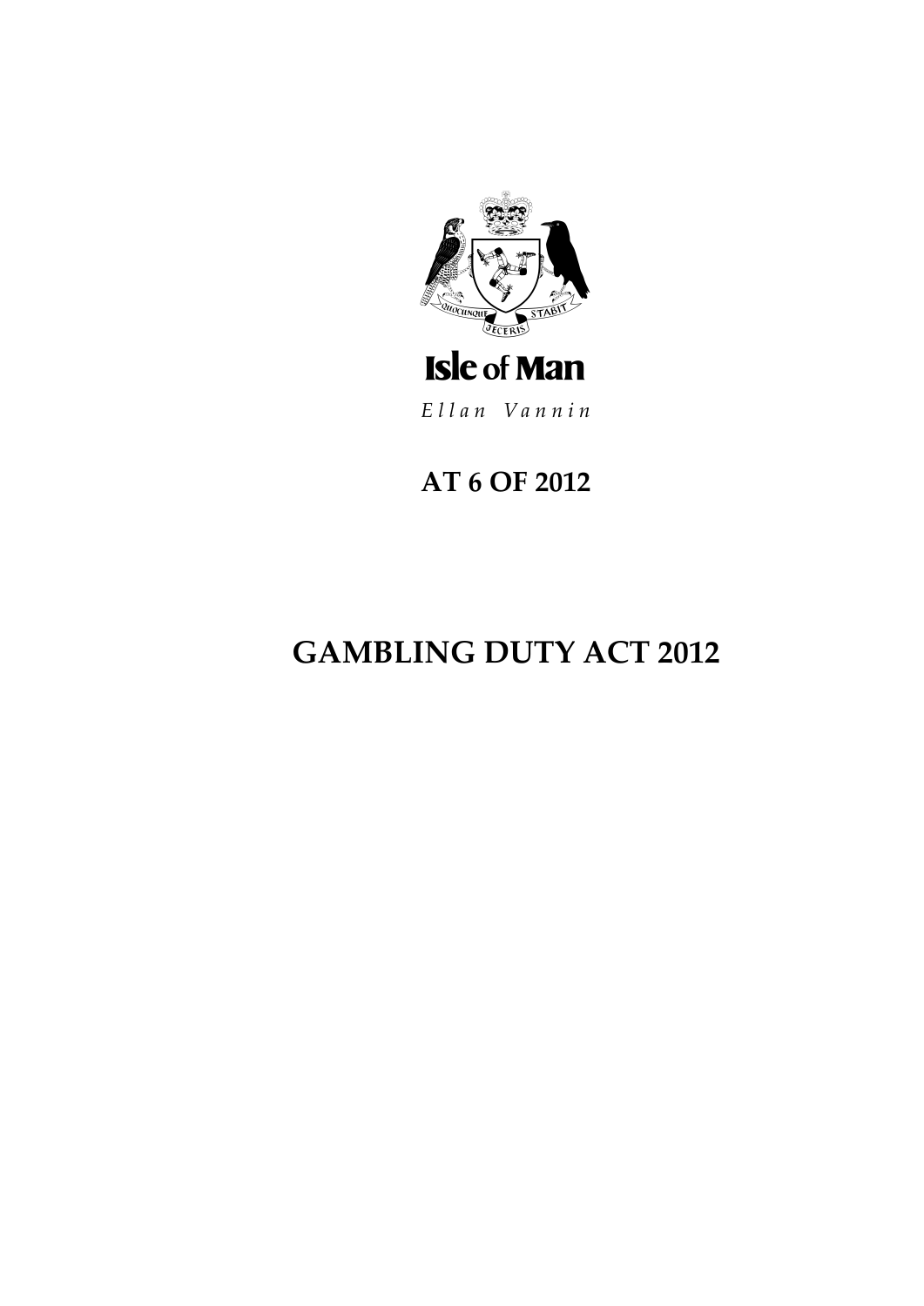Isle of Man

*Ellan Vannin*

# AT 6 OF 2012

# GAMBLING DUTY ACT 2012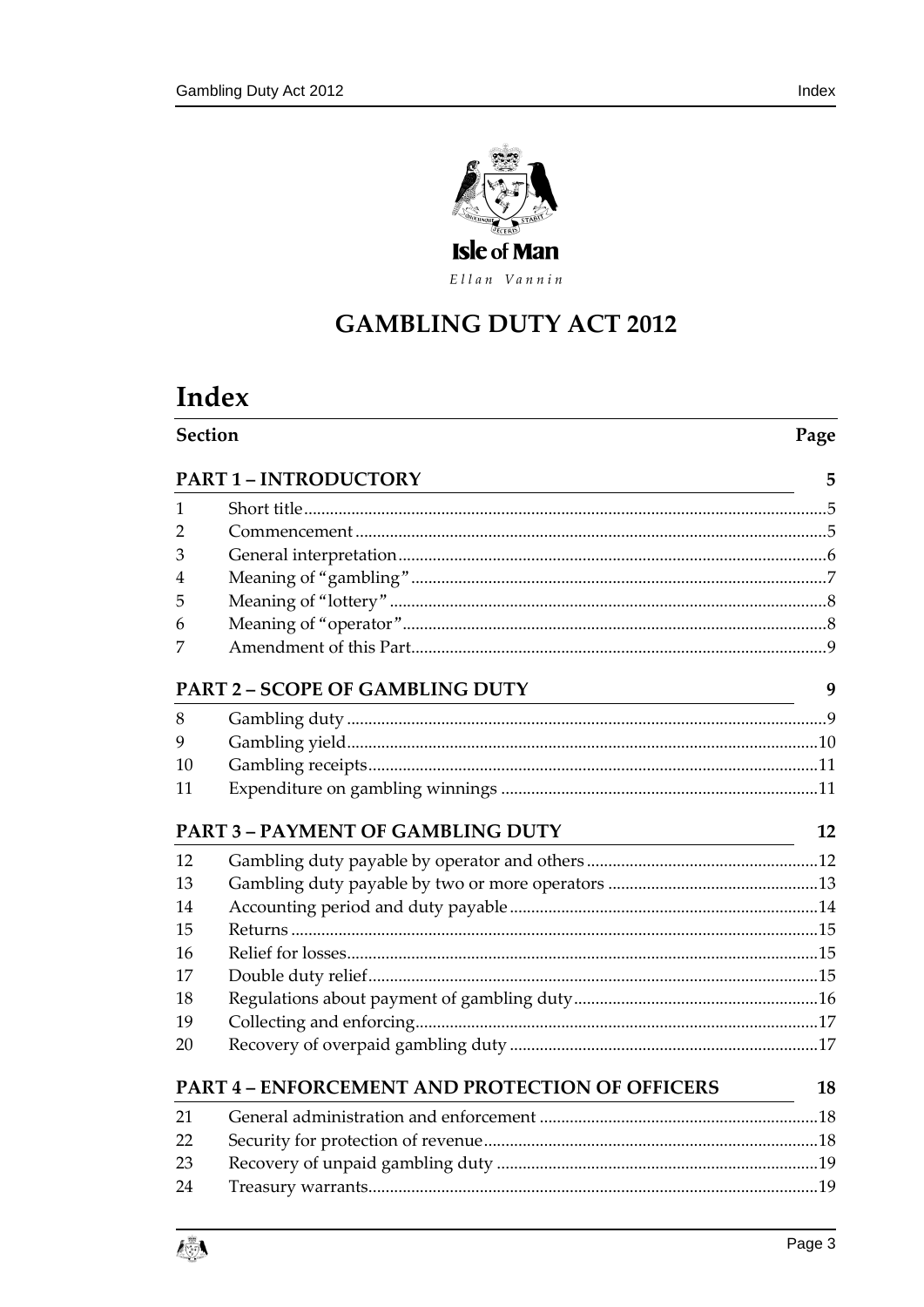Isle of Man

Ellan Vannin

# GAMBLING DUTY ACT 2012

# Index

| Section | | Page |
|---|---|---|
| **PART 1 – INTRODUCTORY** | | **5** |
| 1 | Short title | 5 |
| 2 | Commencement | 5 |
| 3 | General interpretation | 6 |
| 4 | Meaning of "gambling" | 7 |
| 5 | Meaning of "lottery" | 8 |
| 6 | Meaning of "operator" | 8 |
| 7 | Amendment of this Part | 9 |
| **PART 2 – SCOPE OF GAMBLING DUTY** | | **9** |
| 8 | Gambling duty | 9 |
| 9 | Gambling yield | 10 |
| 10 | Gambling receipts | 11 |
| 11 | Expenditure on gambling winnings | 11 |
| **PART 3 – PAYMENT OF GAMBLING DUTY** | | **12** |
| 12 | Gambling duty payable by operator and others | 12 |
| 13 | Gambling duty payable by two or more operators | 13 |
| 14 | Accounting period and duty payable | 14 |
| 15 | Returns | 15 |
| 16 | Relief for losses | 15 |
| 17 | Double duty relief | 15 |
| 18 | Regulations about payment of gambling duty | 16 |
| 19 | Collecting and enforcing | 17 |
| 20 | Recovery of overpaid gambling duty | 17 |
| **PART 4 – ENFORCEMENT AND PROTECTION OF OFFICERS** | | **18** |
| 21 | General administration and enforcement | 18 |
| 22 | Security for protection of revenue | 18 |
| 23 | Recovery of unpaid gambling duty | 19 |
| 24 | Treasury warrants | 19 |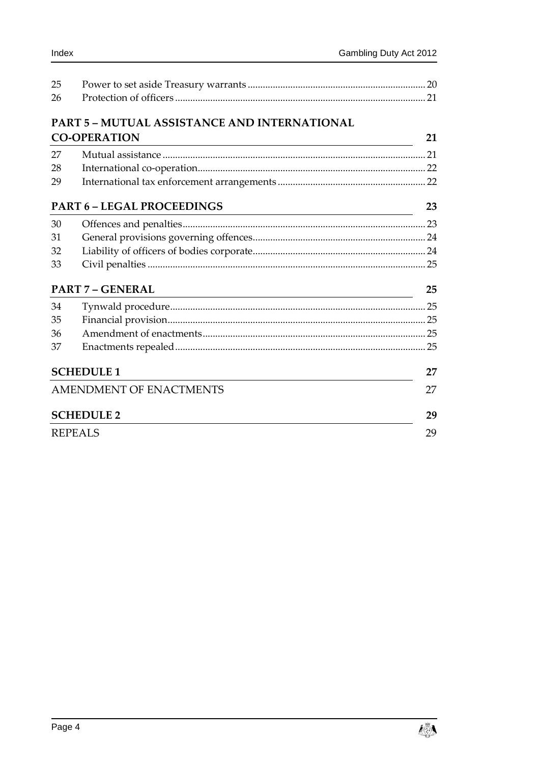| | | |
|---|---|---|
| 25 | Power to set aside Treasury warrants | 20 |
| 26 | Protection of officers | 21 |

**PART 5 – MUTUAL ASSISTANCE AND INTERNATIONAL CO-OPERATION** 21

| | | |
|---|---|---|
| 27 | Mutual assistance | 21 |
| 28 | International co-operation | 22 |
| 29 | International tax enforcement arrangements | 22 |

**PART 6 – LEGAL PROCEEDINGS** 23

| | | |
|---|---|---|
| 30 | Offences and penalties | 23 |
| 31 | General provisions governing offences | 24 |
| 32 | Liability of officers of bodies corporate | 24 |
| 33 | Civil penalties | 25 |

**PART 7 – GENERAL** 25

| | | |
|---|---|---|
| 34 | Tynwald procedure | 25 |
| 35 | Financial provision | 25 |
| 36 | Amendment of enactments | 25 |
| 37 | Enactments repealed | 25 |

**SCHEDULE 1** 27

AMENDMENT OF ENACTMENTS 27

**SCHEDULE 2** 29

REPEALS 29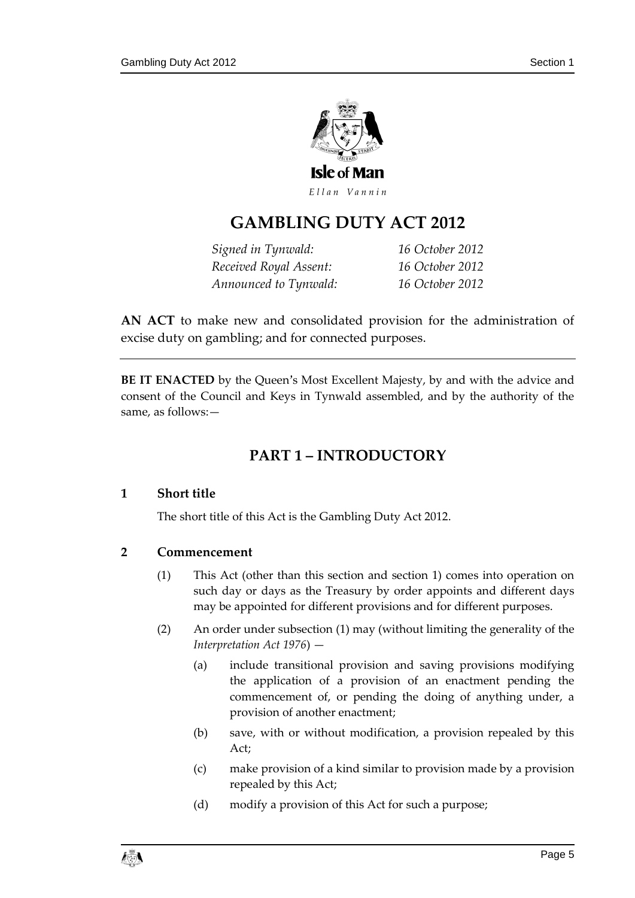Isle of Man

*Ellan Vannin*

# GAMBLING DUTY ACT 2012

| | |
|---|---|
| *Signed in Tynwald:* | *16 October 2012* |
| *Received Royal Assent:* | *16 October 2012* |
| *Announced to Tynwald:* | *16 October 2012* |

**AN ACT** to make new and consolidated provision for the administration of excise duty on gambling; and for connected purposes.

---

**BE IT ENACTED** by the Queen's Most Excellent Majesty, by and with the advice and consent of the Council and Keys in Tynwald assembled, and by the authority of the same, as follows:—

## PART 1 – INTRODUCTORY

### 1 Short title

The short title of this Act is the Gambling Duty Act 2012.

### 2 Commencement

(1) This Act (other than this section and section 1) comes into operation on such day or days as the Treasury by order appoints and different days may be appointed for different provisions and for different purposes.

(2) An order under subsection (1) may (without limiting the generality of the *Interpretation Act 1976*) —

(a) include transitional provision and saving provisions modifying the application of a provision of an enactment pending the commencement of, or pending the doing of anything under, a provision of another enactment;

(b) save, with or without modification, a provision repealed by this Act;

(c) make provision of a kind similar to provision made by a provision repealed by this Act;

(d) modify a provision of this Act for such a purpose;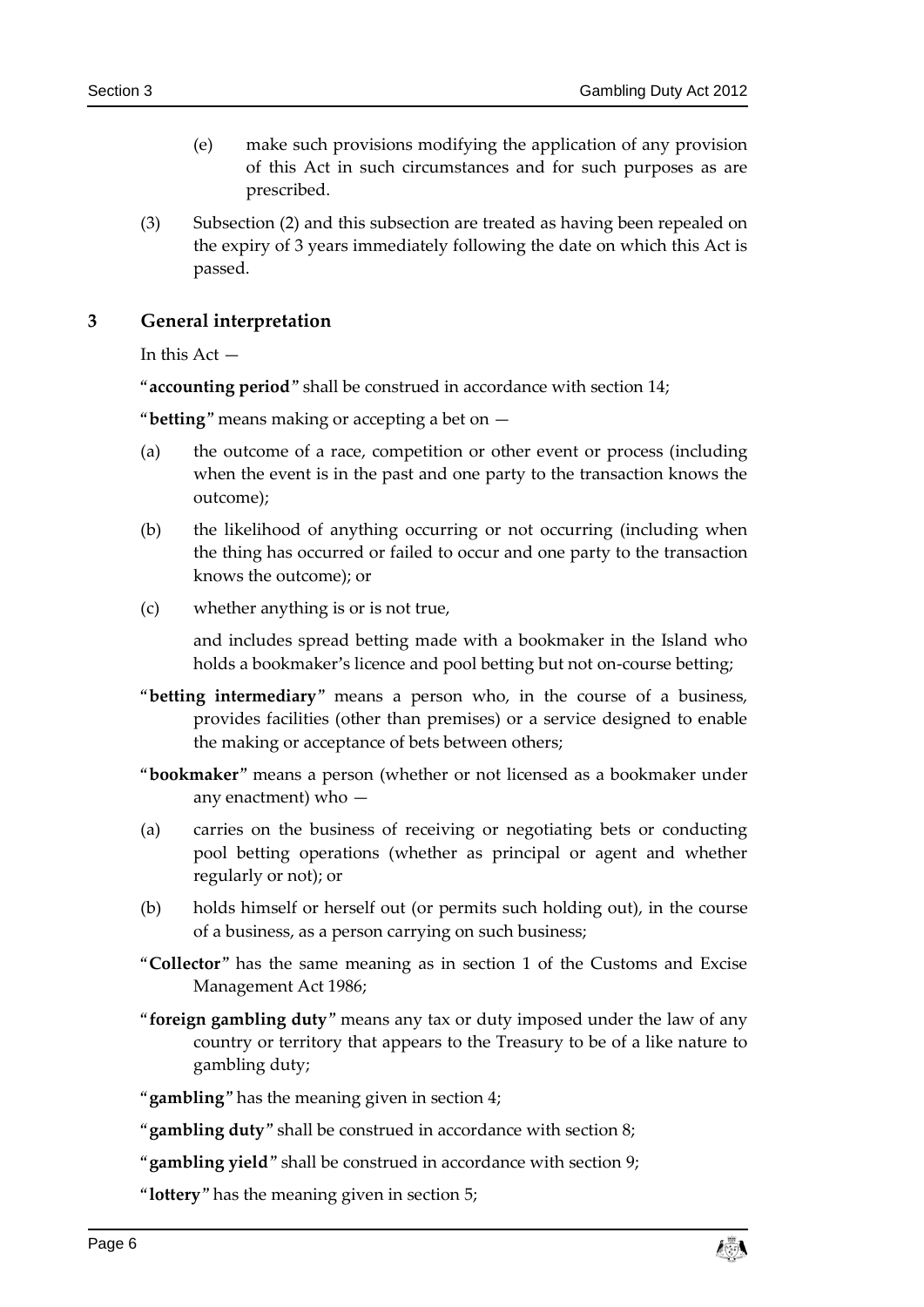(e) make such provisions modifying the application of any provision of this Act in such circumstances and for such purposes as are prescribed.

(3) Subsection (2) and this subsection are treated as having been repealed on the expiry of 3 years immediately following the date on which this Act is passed.

## 3 General interpretation

In this Act —

"**accounting period**" shall be construed in accordance with section 14;

"**betting**" means making or accepting a bet on —

(a) the outcome of a race, competition or other event or process (including when the event is in the past and one party to the transaction knows the outcome);

(b) the likelihood of anything occurring or not occurring (including when the thing has occurred or failed to occur and one party to the transaction knows the outcome); or

(c) whether anything is or is not true,

and includes spread betting made with a bookmaker in the Island who holds a bookmaker's licence and pool betting but not on-course betting;

"**betting intermediary**" means a person who, in the course of a business, provides facilities (other than premises) or a service designed to enable the making or acceptance of bets between others;

"**bookmaker**" means a person (whether or not licensed as a bookmaker under any enactment) who —

(a) carries on the business of receiving or negotiating bets or conducting pool betting operations (whether as principal or agent and whether regularly or not); or

(b) holds himself or herself out (or permits such holding out), in the course of a business, as a person carrying on such business;

"**Collector**" has the same meaning as in section 1 of the Customs and Excise Management Act 1986;

"**foreign gambling duty**" means any tax or duty imposed under the law of any country or territory that appears to the Treasury to be of a like nature to gambling duty;

"**gambling**" has the meaning given in section 4;

"**gambling duty**" shall be construed in accordance with section 8;

"**gambling yield**" shall be construed in accordance with section 9;

"**lottery**" has the meaning given in section 5;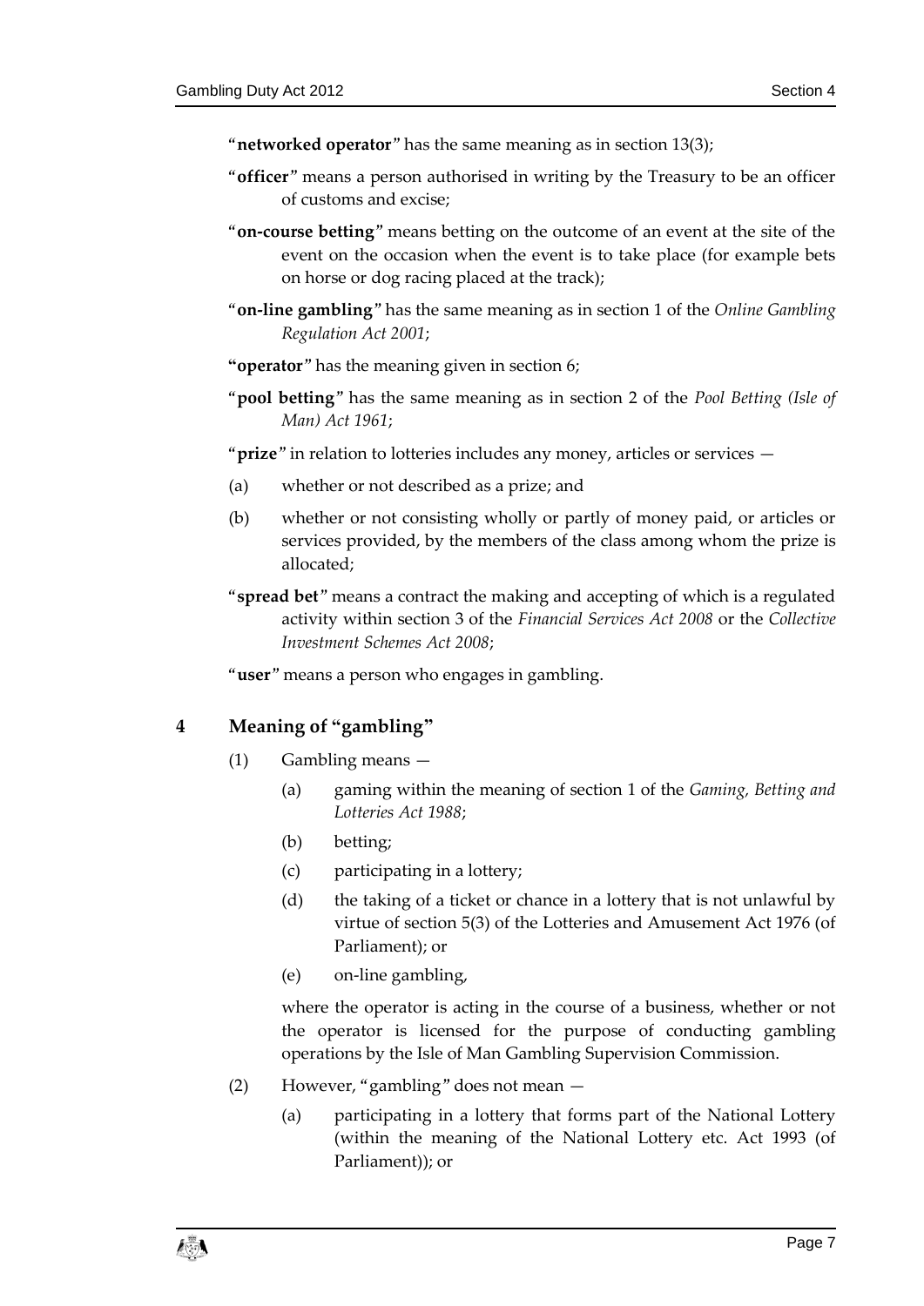"**networked operator**" has the same meaning as in section 13(3);

"**officer**" means a person authorised in writing by the Treasury to be an officer of customs and excise;

"**on-course betting**" means betting on the outcome of an event at the site of the event on the occasion when the event is to take place (for example bets on horse or dog racing placed at the track);

"**on-line gambling**" has the same meaning as in section 1 of the *Online Gambling Regulation Act 2001*;

"**operator**" has the meaning given in section 6;

"**pool betting**" has the same meaning as in section 2 of the *Pool Betting (Isle of Man) Act 1961*;

"**prize**" in relation to lotteries includes any money, articles or services —

(a) whether or not described as a prize; and

(b) whether or not consisting wholly or partly of money paid, or articles or services provided, by the members of the class among whom the prize is allocated;

"**spread bet**" means a contract the making and accepting of which is a regulated activity within section 3 of the *Financial Services Act 2008* or the *Collective Investment Schemes Act 2008*;

"**user**" means a person who engages in gambling.

## 4 Meaning of "gambling"

(1) Gambling means —

(a) gaming within the meaning of section 1 of the *Gaming, Betting and Lotteries Act 1988*;

(b) betting;

(c) participating in a lottery;

(d) the taking of a ticket or chance in a lottery that is not unlawful by virtue of section 5(3) of the Lotteries and Amusement Act 1976 (of Parliament); or

(e) on-line gambling,

where the operator is acting in the course of a business, whether or not the operator is licensed for the purpose of conducting gambling operations by the Isle of Man Gambling Supervision Commission.

(2) However, "gambling" does not mean —

(a) participating in a lottery that forms part of the National Lottery (within the meaning of the National Lottery etc. Act 1993 (of Parliament)); or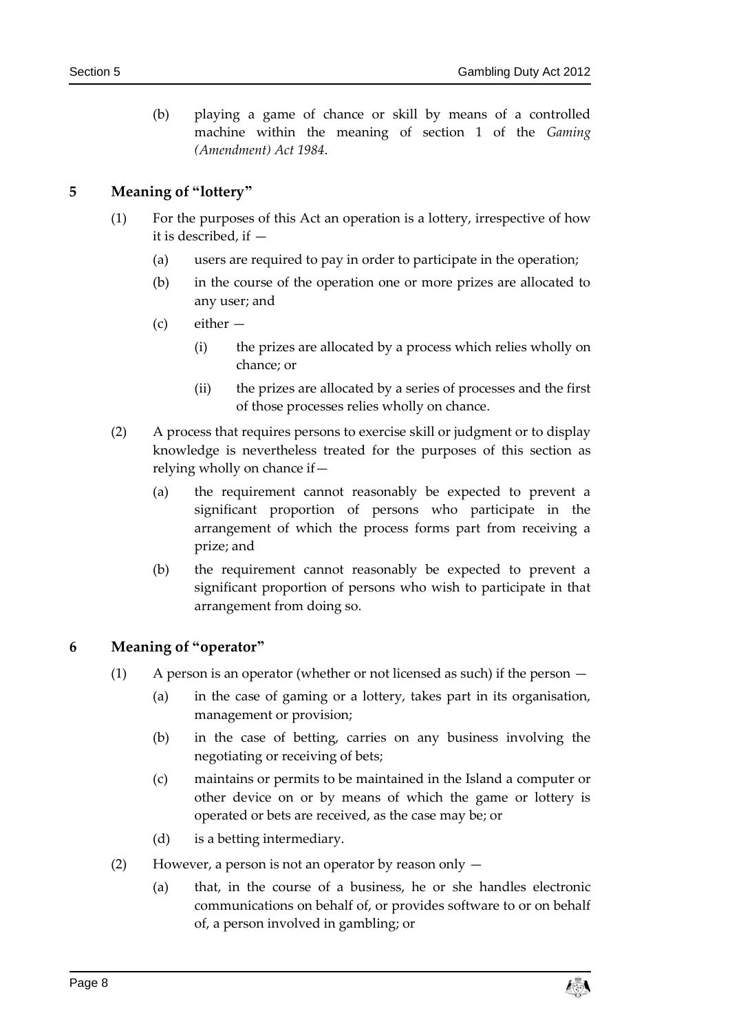(b) playing a game of chance or skill by means of a controlled machine within the meaning of section 1 of the *Gaming (Amendment) Act 1984*.

## 5 Meaning of "lottery"

(1) For the purposes of this Act an operation is a lottery, irrespective of how it is described, if —

(a) users are required to pay in order to participate in the operation;

(b) in the course of the operation one or more prizes are allocated to any user; and

(c) either —

(i) the prizes are allocated by a process which relies wholly on chance; or

(ii) the prizes are allocated by a series of processes and the first of those processes relies wholly on chance.

(2) A process that requires persons to exercise skill or judgment or to display knowledge is nevertheless treated for the purposes of this section as relying wholly on chance if—

(a) the requirement cannot reasonably be expected to prevent a significant proportion of persons who participate in the arrangement of which the process forms part from receiving a prize; and

(b) the requirement cannot reasonably be expected to prevent a significant proportion of persons who wish to participate in that arrangement from doing so.

## 6 Meaning of "operator"

(1) A person is an operator (whether or not licensed as such) if the person —

(a) in the case of gaming or a lottery, takes part in its organisation, management or provision;

(b) in the case of betting, carries on any business involving the negotiating or receiving of bets;

(c) maintains or permits to be maintained in the Island a computer or other device on or by means of which the game or lottery is operated or bets are received, as the case may be; or

(d) is a betting intermediary.

(2) However, a person is not an operator by reason only —

(a) that, in the course of a business, he or she handles electronic communications on behalf of, or provides software to or on behalf of, a person involved in gambling; or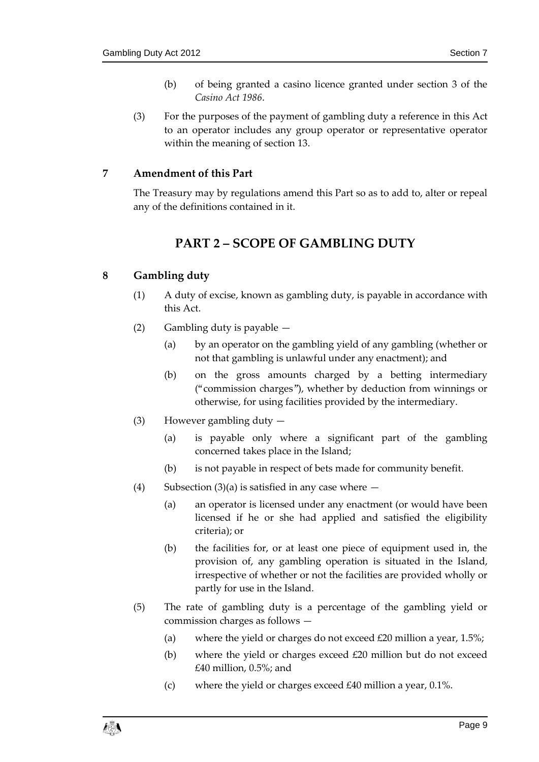(b) of being granted a casino licence granted under section 3 of the *Casino Act 1986*.

(3) For the purposes of the payment of gambling duty a reference in this Act to an operator includes any group operator or representative operator within the meaning of section 13.

### 7 Amendment of this Part

The Treasury may by regulations amend this Part so as to add to, alter or repeal any of the definitions contained in it.

## PART 2 – SCOPE OF GAMBLING DUTY

### 8 Gambling duty

(1) A duty of excise, known as gambling duty, is payable in accordance with this Act.

(2) Gambling duty is payable —

(a) by an operator on the gambling yield of any gambling (whether or not that gambling is unlawful under any enactment); and

(b) on the gross amounts charged by a betting intermediary ("commission charges"), whether by deduction from winnings or otherwise, for using facilities provided by the intermediary.

(3) However gambling duty —

(a) is payable only where a significant part of the gambling concerned takes place in the Island;

(b) is not payable in respect of bets made for community benefit.

(4) Subsection (3)(a) is satisfied in any case where —

(a) an operator is licensed under any enactment (or would have been licensed if he or she had applied and satisfied the eligibility criteria); or

(b) the facilities for, or at least one piece of equipment used in, the provision of, any gambling operation is situated in the Island, irrespective of whether or not the facilities are provided wholly or partly for use in the Island.

(5) The rate of gambling duty is a percentage of the gambling yield or commission charges as follows —

(a) where the yield or charges do not exceed £20 million a year, 1.5%;

(b) where the yield or charges exceed £20 million but do not exceed £40 million, 0.5%; and

(c) where the yield or charges exceed £40 million a year, 0.1%.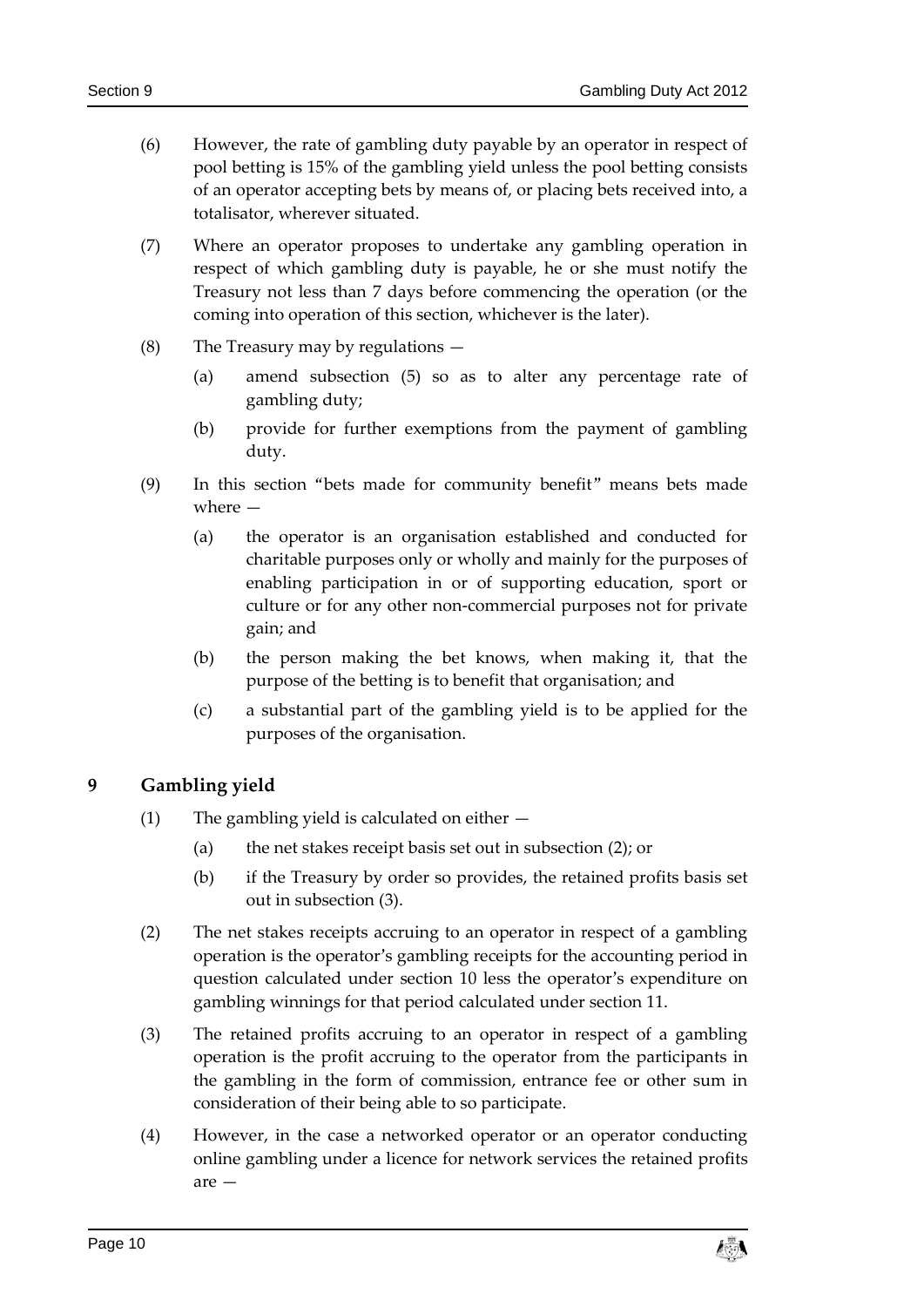(6) However, the rate of gambling duty payable by an operator in respect of pool betting is 15% of the gambling yield unless the pool betting consists of an operator accepting bets by means of, or placing bets received into, a totalisator, wherever situated.

(7) Where an operator proposes to undertake any gambling operation in respect of which gambling duty is payable, he or she must notify the Treasury not less than 7 days before commencing the operation (or the coming into operation of this section, whichever is the later).

(8) The Treasury may by regulations —

(a) amend subsection (5) so as to alter any percentage rate of gambling duty;

(b) provide for further exemptions from the payment of gambling duty.

(9) In this section "bets made for community benefit" means bets made where —

(a) the operator is an organisation established and conducted for charitable purposes only or wholly and mainly for the purposes of enabling participation in or of supporting education, sport or culture or for any other non-commercial purposes not for private gain; and

(b) the person making the bet knows, when making it, that the purpose of the betting is to benefit that organisation; and

(c) a substantial part of the gambling yield is to be applied for the purposes of the organisation.

## 9 Gambling yield

(1) The gambling yield is calculated on either —

(a) the net stakes receipt basis set out in subsection (2); or

(b) if the Treasury by order so provides, the retained profits basis set out in subsection (3).

(2) The net stakes receipts accruing to an operator in respect of a gambling operation is the operator's gambling receipts for the accounting period in question calculated under section 10 less the operator's expenditure on gambling winnings for that period calculated under section 11.

(3) The retained profits accruing to an operator in respect of a gambling operation is the profit accruing to the operator from the participants in the gambling in the form of commission, entrance fee or other sum in consideration of their being able to so participate.

(4) However, in the case a networked operator or an operator conducting online gambling under a licence for network services the retained profits are —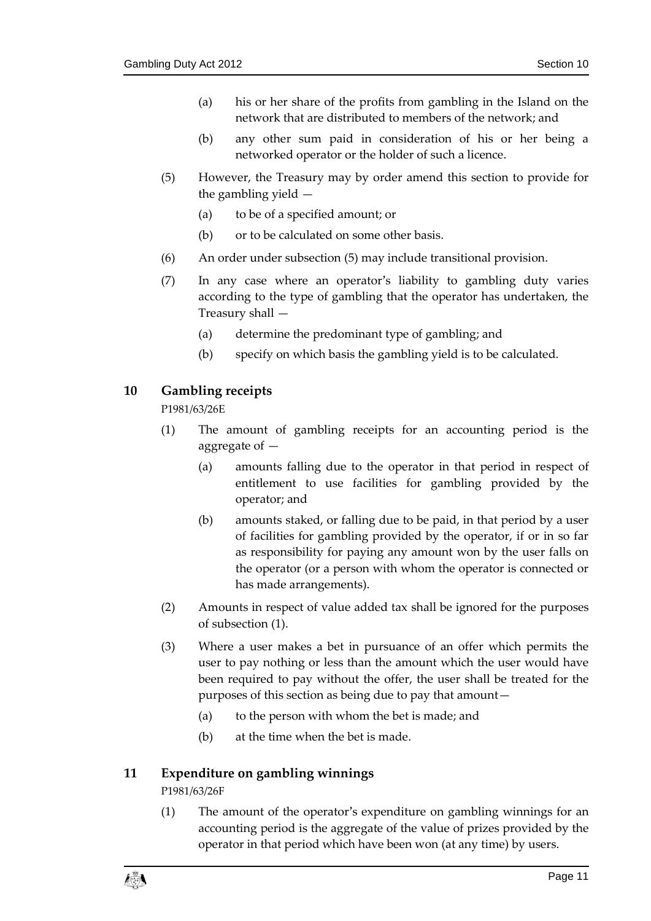(a) his or her share of the profits from gambling in the Island on the network that are distributed to members of the network; and

(b) any other sum paid in consideration of his or her being a networked operator or the holder of such a licence.

(5) However, the Treasury may by order amend this section to provide for the gambling yield —

(a) to be of a specified amount; or

(b) or to be calculated on some other basis.

(6) An order under subsection (5) may include transitional provision.

(7) In any case where an operator's liability to gambling duty varies according to the type of gambling that the operator has undertaken, the Treasury shall —

(a) determine the predominant type of gambling; and

(b) specify on which basis the gambling yield is to be calculated.

## 10 Gambling receipts

P1981/63/26E

(1) The amount of gambling receipts for an accounting period is the aggregate of —

(a) amounts falling due to the operator in that period in respect of entitlement to use facilities for gambling provided by the operator; and

(b) amounts staked, or falling due to be paid, in that period by a user of facilities for gambling provided by the operator, if or in so far as responsibility for paying any amount won by the user falls on the operator (or a person with whom the operator is connected or has made arrangements).

(2) Amounts in respect of value added tax shall be ignored for the purposes of subsection (1).

(3) Where a user makes a bet in pursuance of an offer which permits the user to pay nothing or less than the amount which the user would have been required to pay without the offer, the user shall be treated for the purposes of this section as being due to pay that amount—

(a) to the person with whom the bet is made; and

(b) at the time when the bet is made.

## 11 Expenditure on gambling winnings

P1981/63/26F

(1) The amount of the operator's expenditure on gambling winnings for an accounting period is the aggregate of the value of prizes provided by the operator in that period which have been won (at any time) by users.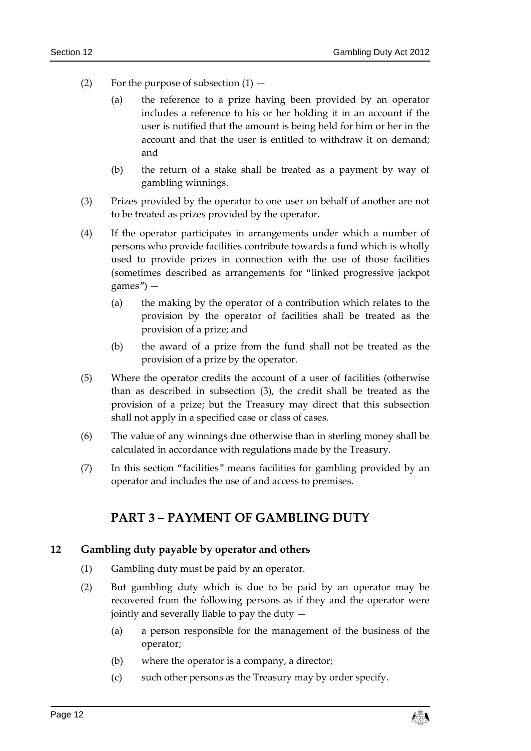(2) For the purpose of subsection (1) —

(a) the reference to a prize having been provided by an operator includes a reference to his or her holding it in an account if the user is notified that the amount is being held for him or her in the account and that the user is entitled to withdraw it on demand; and

(b) the return of a stake shall be treated as a payment by way of gambling winnings.

(3) Prizes provided by the operator to one user on behalf of another are not to be treated as prizes provided by the operator.

(4) If the operator participates in arrangements under which a number of persons who provide facilities contribute towards a fund which is wholly used to provide prizes in connection with the use of those facilities (sometimes described as arrangements for "linked progressive jackpot games") —

(a) the making by the operator of a contribution which relates to the provision by the operator of facilities shall be treated as the provision of a prize; and

(b) the award of a prize from the fund shall not be treated as the provision of a prize by the operator.

(5) Where the operator credits the account of a user of facilities (otherwise than as described in subsection (3), the credit shall be treated as the provision of a prize; but the Treasury may direct that this subsection shall not apply in a specified case or class of cases.

(6) The value of any winnings due otherwise than in sterling money shall be calculated in accordance with regulations made by the Treasury.

(7) In this section "facilities" means facilities for gambling provided by an operator and includes the use of and access to premises.

## PART 3 – PAYMENT OF GAMBLING DUTY

### 12 Gambling duty payable by operator and others

(1) Gambling duty must be paid by an operator.

(2) But gambling duty which is due to be paid by an operator may be recovered from the following persons as if they and the operator were jointly and severally liable to pay the duty —

(a) a person responsible for the management of the business of the operator;

(b) where the operator is a company, a director;

(c) such other persons as the Treasury may by order specify.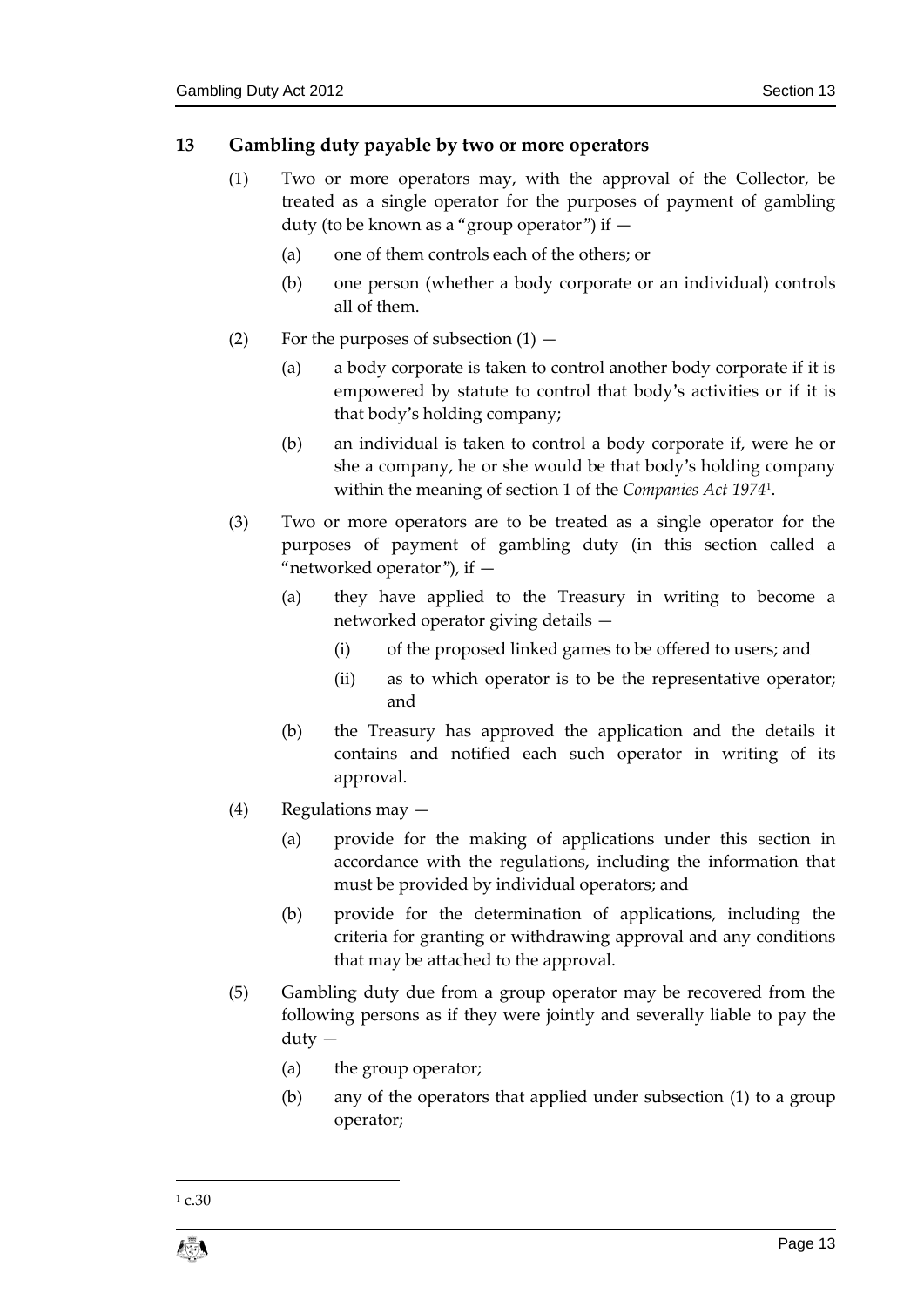## 13 Gambling duty payable by two or more operators

(1) Two or more operators may, with the approval of the Collector, be treated as a single operator for the purposes of payment of gambling duty (to be known as a "group operator") if —

(a) one of them controls each of the others; or

(b) one person (whether a body corporate or an individual) controls all of them.

(2) For the purposes of subsection (1) —

(a) a body corporate is taken to control another body corporate if it is empowered by statute to control that body's activities or if it is that body's holding company;

(b) an individual is taken to control a body corporate if, were he or she a company, he or she would be that body's holding company within the meaning of section 1 of the *Companies Act 1974*[1].

(3) Two or more operators are to be treated as a single operator for the purposes of payment of gambling duty (in this section called a "networked operator"), if —

(a) they have applied to the Treasury in writing to become a networked operator giving details —

(i) of the proposed linked games to be offered to users; and

(ii) as to which operator is to be the representative operator; and

(b) the Treasury has approved the application and the details it contains and notified each such operator in writing of its approval.

(4) Regulations may —

(a) provide for the making of applications under this section in accordance with the regulations, including the information that must be provided by individual operators; and

(b) provide for the determination of applications, including the criteria for granting or withdrawing approval and any conditions that may be attached to the approval.

(5) Gambling duty due from a group operator may be recovered from the following persons as if they were jointly and severally liable to pay the duty —

(a) the group operator;

(b) any of the operators that applied under subsection (1) to a group operator;

[1] c.30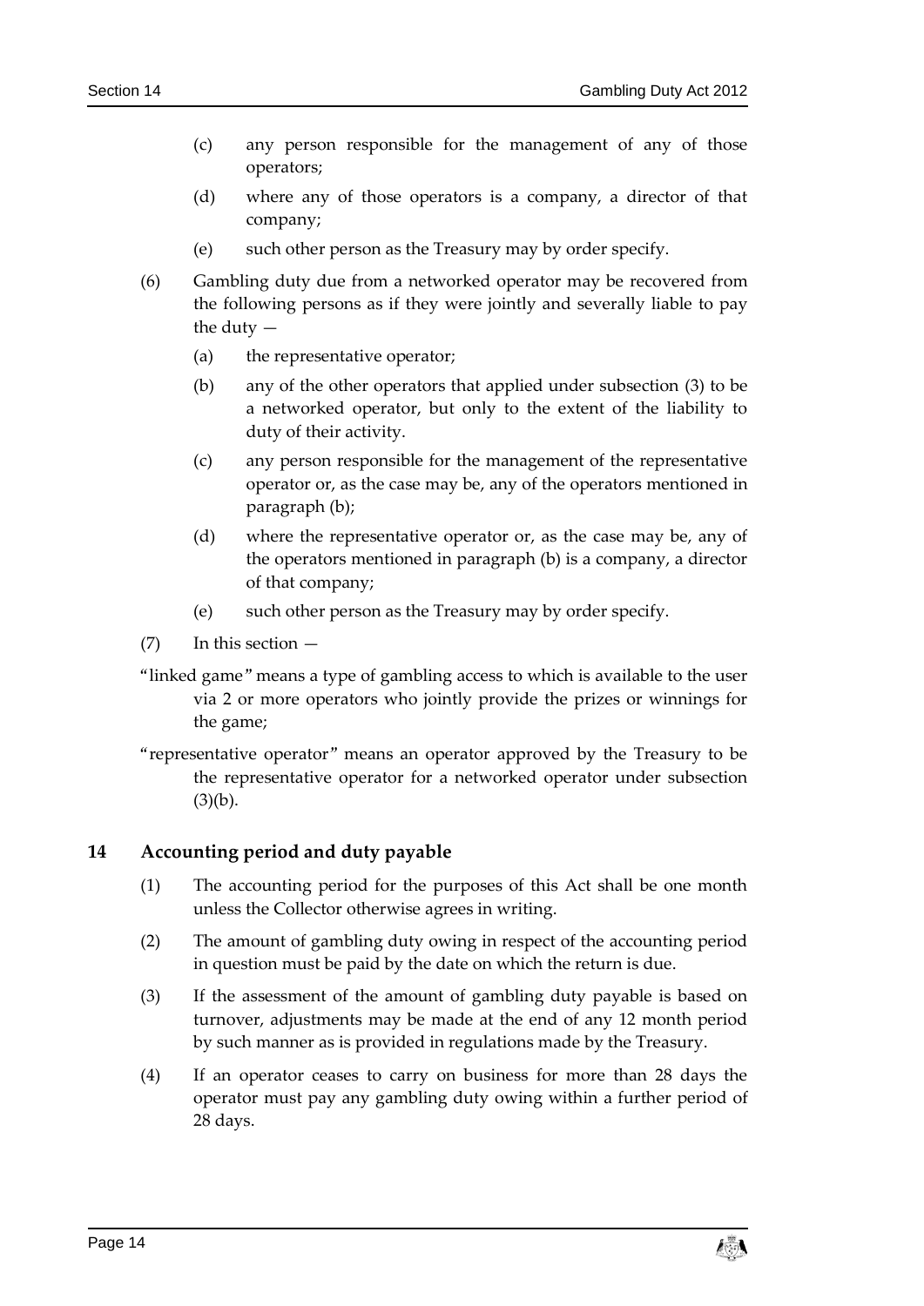(c) any person responsible for the management of any of those operators;

(d) where any of those operators is a company, a director of that company;

(e) such other person as the Treasury may by order specify.

(6) Gambling duty due from a networked operator may be recovered from the following persons as if they were jointly and severally liable to pay the duty —

(a) the representative operator;

(b) any of the other operators that applied under subsection (3) to be a networked operator, but only to the extent of the liability to duty of their activity.

(c) any person responsible for the management of the representative operator or, as the case may be, any of the operators mentioned in paragraph (b);

(d) where the representative operator or, as the case may be, any of the operators mentioned in paragraph (b) is a company, a director of that company;

(e) such other person as the Treasury may by order specify.

(7) In this section —

"linked game" means a type of gambling access to which is available to the user via 2 or more operators who jointly provide the prizes or winnings for the game;

"representative operator" means an operator approved by the Treasury to be the representative operator for a networked operator under subsection (3)(b).

## 14 Accounting period and duty payable

(1) The accounting period for the purposes of this Act shall be one month unless the Collector otherwise agrees in writing.

(2) The amount of gambling duty owing in respect of the accounting period in question must be paid by the date on which the return is due.

(3) If the assessment of the amount of gambling duty payable is based on turnover, adjustments may be made at the end of any 12 month period by such manner as is provided in regulations made by the Treasury.

(4) If an operator ceases to carry on business for more than 28 days the operator must pay any gambling duty owing within a further period of 28 days.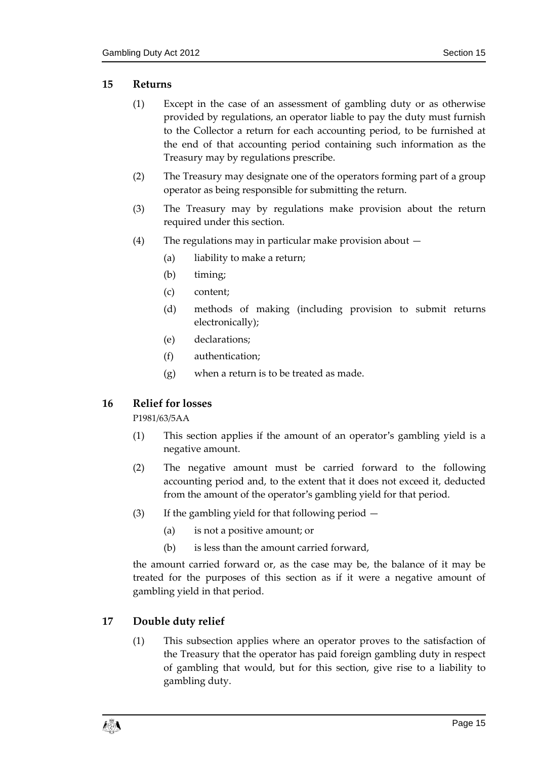## 15 Returns

(1) Except in the case of an assessment of gambling duty or as otherwise provided by regulations, an operator liable to pay the duty must furnish to the Collector a return for each accounting period, to be furnished at the end of that accounting period containing such information as the Treasury may by regulations prescribe.

(2) The Treasury may designate one of the operators forming part of a group operator as being responsible for submitting the return.

(3) The Treasury may by regulations make provision about the return required under this section.

(4) The regulations may in particular make provision about —

(a) liability to make a return;

(b) timing;

(c) content;

(d) methods of making (including provision to submit returns electronically);

(e) declarations;

(f) authentication;

(g) when a return is to be treated as made.

## 16 Relief for losses

P1981/63/5AA

(1) This section applies if the amount of an operator's gambling yield is a negative amount.

(2) The negative amount must be carried forward to the following accounting period and, to the extent that it does not exceed it, deducted from the amount of the operator's gambling yield for that period.

(3) If the gambling yield for that following period —

(a) is not a positive amount; or

(b) is less than the amount carried forward,

the amount carried forward or, as the case may be, the balance of it may be treated for the purposes of this section as if it were a negative amount of gambling yield in that period.

## 17 Double duty relief

(1) This subsection applies where an operator proves to the satisfaction of the Treasury that the operator has paid foreign gambling duty in respect of gambling that would, but for this section, give rise to a liability to gambling duty.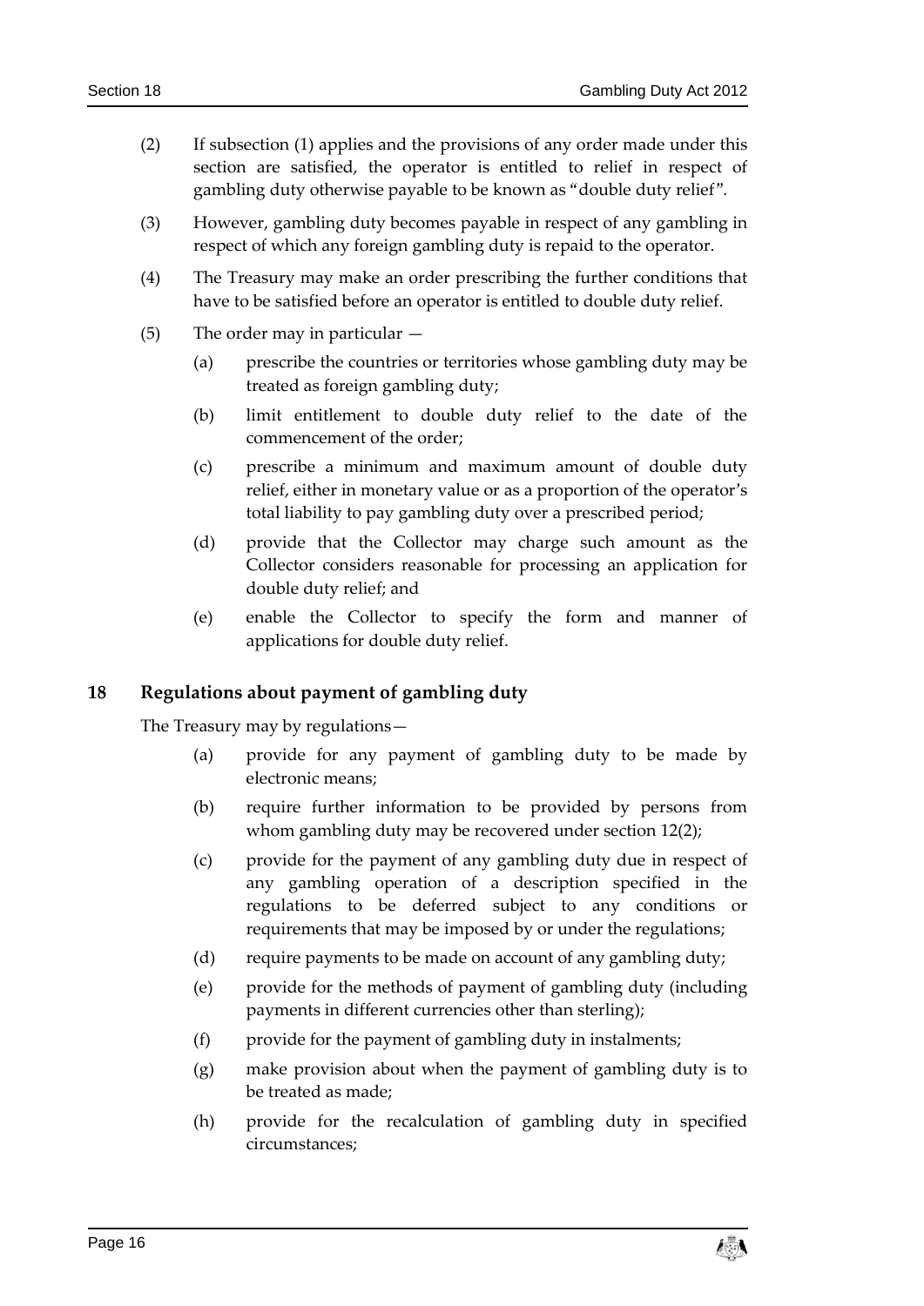(2) If subsection (1) applies and the provisions of any order made under this section are satisfied, the operator is entitled to relief in respect of gambling duty otherwise payable to be known as "double duty relief".

(3) However, gambling duty becomes payable in respect of any gambling in respect of which any foreign gambling duty is repaid to the operator.

(4) The Treasury may make an order prescribing the further conditions that have to be satisfied before an operator is entitled to double duty relief.

(5) The order may in particular —

- (a) prescribe the countries or territories whose gambling duty may be treated as foreign gambling duty;
- (b) limit entitlement to double duty relief to the date of the commencement of the order;
- (c) prescribe a minimum and maximum amount of double duty relief, either in monetary value or as a proportion of the operator's total liability to pay gambling duty over a prescribed period;
- (d) provide that the Collector may charge such amount as the Collector considers reasonable for processing an application for double duty relief; and
- (e) enable the Collector to specify the form and manner of applications for double duty relief.

## 18 Regulations about payment of gambling duty

The Treasury may by regulations—

- (a) provide for any payment of gambling duty to be made by electronic means;
- (b) require further information to be provided by persons from whom gambling duty may be recovered under section 12(2);
- (c) provide for the payment of any gambling duty due in respect of any gambling operation of a description specified in the regulations to be deferred subject to any conditions or requirements that may be imposed by or under the regulations;
- (d) require payments to be made on account of any gambling duty;
- (e) provide for the methods of payment of gambling duty (including payments in different currencies other than sterling);
- (f) provide for the payment of gambling duty in instalments;
- (g) make provision about when the payment of gambling duty is to be treated as made;
- (h) provide for the recalculation of gambling duty in specified circumstances;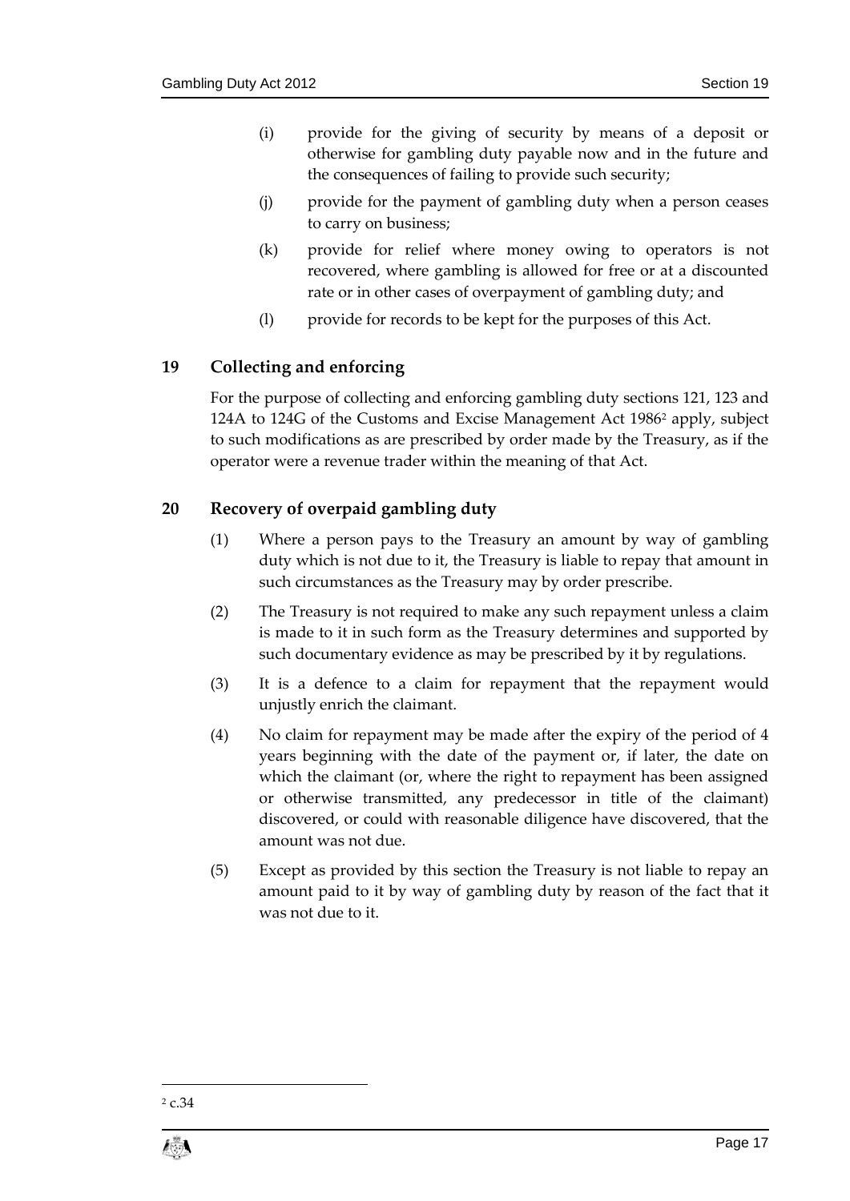(i) provide for the giving of security by means of a deposit or otherwise for gambling duty payable now and in the future and the consequences of failing to provide such security;

(j) provide for the payment of gambling duty when a person ceases to carry on business;

(k) provide for relief where money owing to operators is not recovered, where gambling is allowed for free or at a discounted rate or in other cases of overpayment of gambling duty; and

(l) provide for records to be kept for the purposes of this Act.

## 19 Collecting and enforcing

For the purpose of collecting and enforcing gambling duty sections 121, 123 and 124A to 124G of the Customs and Excise Management Act 1986[2] apply, subject to such modifications as are prescribed by order made by the Treasury, as if the operator were a revenue trader within the meaning of that Act.

## 20 Recovery of overpaid gambling duty

(1) Where a person pays to the Treasury an amount by way of gambling duty which is not due to it, the Treasury is liable to repay that amount in such circumstances as the Treasury may by order prescribe.

(2) The Treasury is not required to make any such repayment unless a claim is made to it in such form as the Treasury determines and supported by such documentary evidence as may be prescribed by it by regulations.

(3) It is a defence to a claim for repayment that the repayment would unjustly enrich the claimant.

(4) No claim for repayment may be made after the expiry of the period of 4 years beginning with the date of the payment or, if later, the date on which the claimant (or, where the right to repayment has been assigned or otherwise transmitted, any predecessor in title of the claimant) discovered, or could with reasonable diligence have discovered, that the amount was not due.

(5) Except as provided by this section the Treasury is not liable to repay an amount paid to it by way of gambling duty by reason of the fact that it was not due to it.

[2] c.34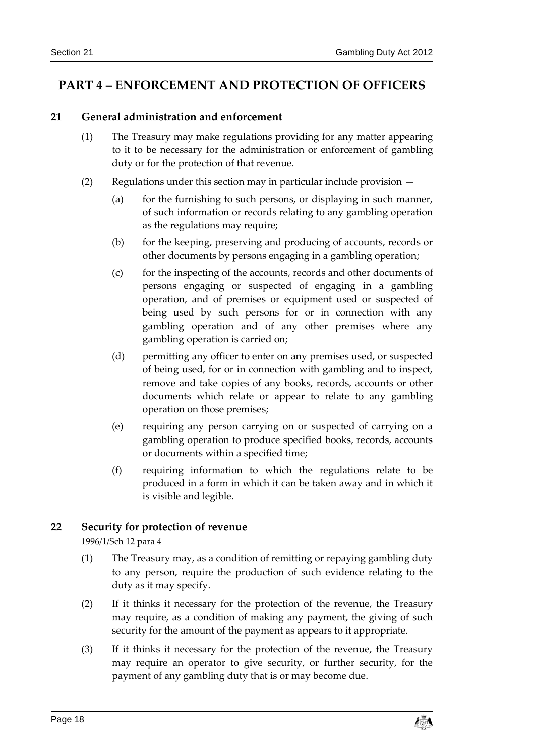# PART 4 – ENFORCEMENT AND PROTECTION OF OFFICERS

## 21 General administration and enforcement

(1) The Treasury may make regulations providing for any matter appearing to it to be necessary for the administration or enforcement of gambling duty or for the protection of that revenue.

(2) Regulations under this section may in particular include provision —

(a) for the furnishing to such persons, or displaying in such manner, of such information or records relating to any gambling operation as the regulations may require;

(b) for the keeping, preserving and producing of accounts, records or other documents by persons engaging in a gambling operation;

(c) for the inspecting of the accounts, records and other documents of persons engaging or suspected of engaging in a gambling operation, and of premises or equipment used or suspected of being used by such persons for or in connection with any gambling operation and of any other premises where any gambling operation is carried on;

(d) permitting any officer to enter on any premises used, or suspected of being used, for or in connection with gambling and to inspect, remove and take copies of any books, records, accounts or other documents which relate or appear to relate to any gambling operation on those premises;

(e) requiring any person carrying on or suspected of carrying on a gambling operation to produce specified books, records, accounts or documents within a specified time;

(f) requiring information to which the regulations relate to be produced in a form in which it can be taken away and in which it is visible and legible.

## 22 Security for protection of revenue

1996/1/Sch 12 para 4

(1) The Treasury may, as a condition of remitting or repaying gambling duty to any person, require the production of such evidence relating to the duty as it may specify.

(2) If it thinks it necessary for the protection of the revenue, the Treasury may require, as a condition of making any payment, the giving of such security for the amount of the payment as appears to it appropriate.

(3) If it thinks it necessary for the protection of the revenue, the Treasury may require an operator to give security, or further security, for the payment of any gambling duty that is or may become due.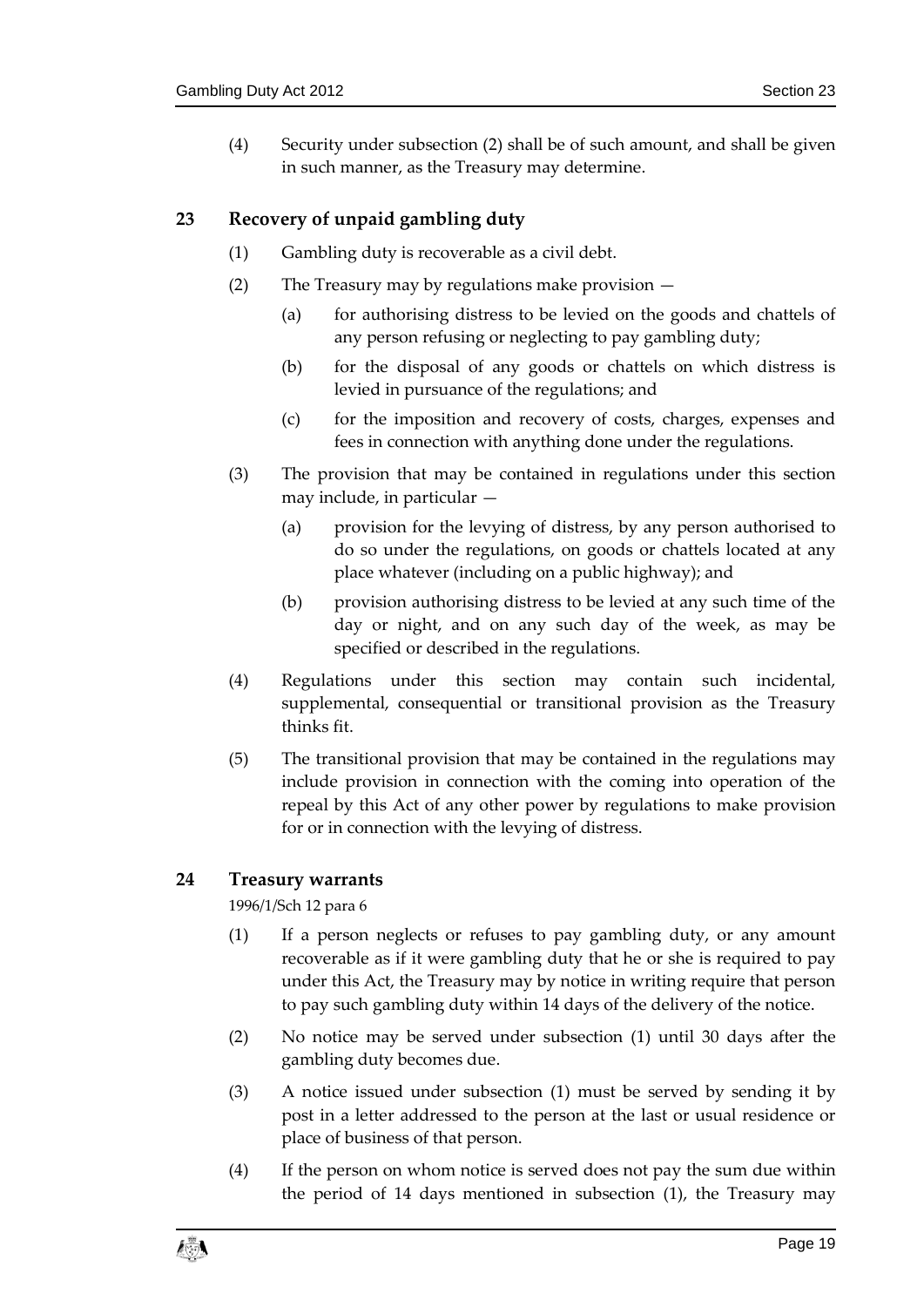(4) Security under subsection (2) shall be of such amount, and shall be given in such manner, as the Treasury may determine.

## 23 Recovery of unpaid gambling duty

(1) Gambling duty is recoverable as a civil debt.

(2) The Treasury may by regulations make provision —

(a) for authorising distress to be levied on the goods and chattels of any person refusing or neglecting to pay gambling duty;

(b) for the disposal of any goods or chattels on which distress is levied in pursuance of the regulations; and

(c) for the imposition and recovery of costs, charges, expenses and fees in connection with anything done under the regulations.

(3) The provision that may be contained in regulations under this section may include, in particular —

(a) provision for the levying of distress, by any person authorised to do so under the regulations, on goods or chattels located at any place whatever (including on a public highway); and

(b) provision authorising distress to be levied at any such time of the day or night, and on any such day of the week, as may be specified or described in the regulations.

(4) Regulations under this section may contain such incidental, supplemental, consequential or transitional provision as the Treasury thinks fit.

(5) The transitional provision that may be contained in the regulations may include provision in connection with the coming into operation of the repeal by this Act of any other power by regulations to make provision for or in connection with the levying of distress.

## 24 Treasury warrants

1996/1/Sch 12 para 6

(1) If a person neglects or refuses to pay gambling duty, or any amount recoverable as if it were gambling duty that he or she is required to pay under this Act, the Treasury may by notice in writing require that person to pay such gambling duty within 14 days of the delivery of the notice.

(2) No notice may be served under subsection (1) until 30 days after the gambling duty becomes due.

(3) A notice issued under subsection (1) must be served by sending it by post in a letter addressed to the person at the last or usual residence or place of business of that person.

(4) If the person on whom notice is served does not pay the sum due within the period of 14 days mentioned in subsection (1), the Treasury may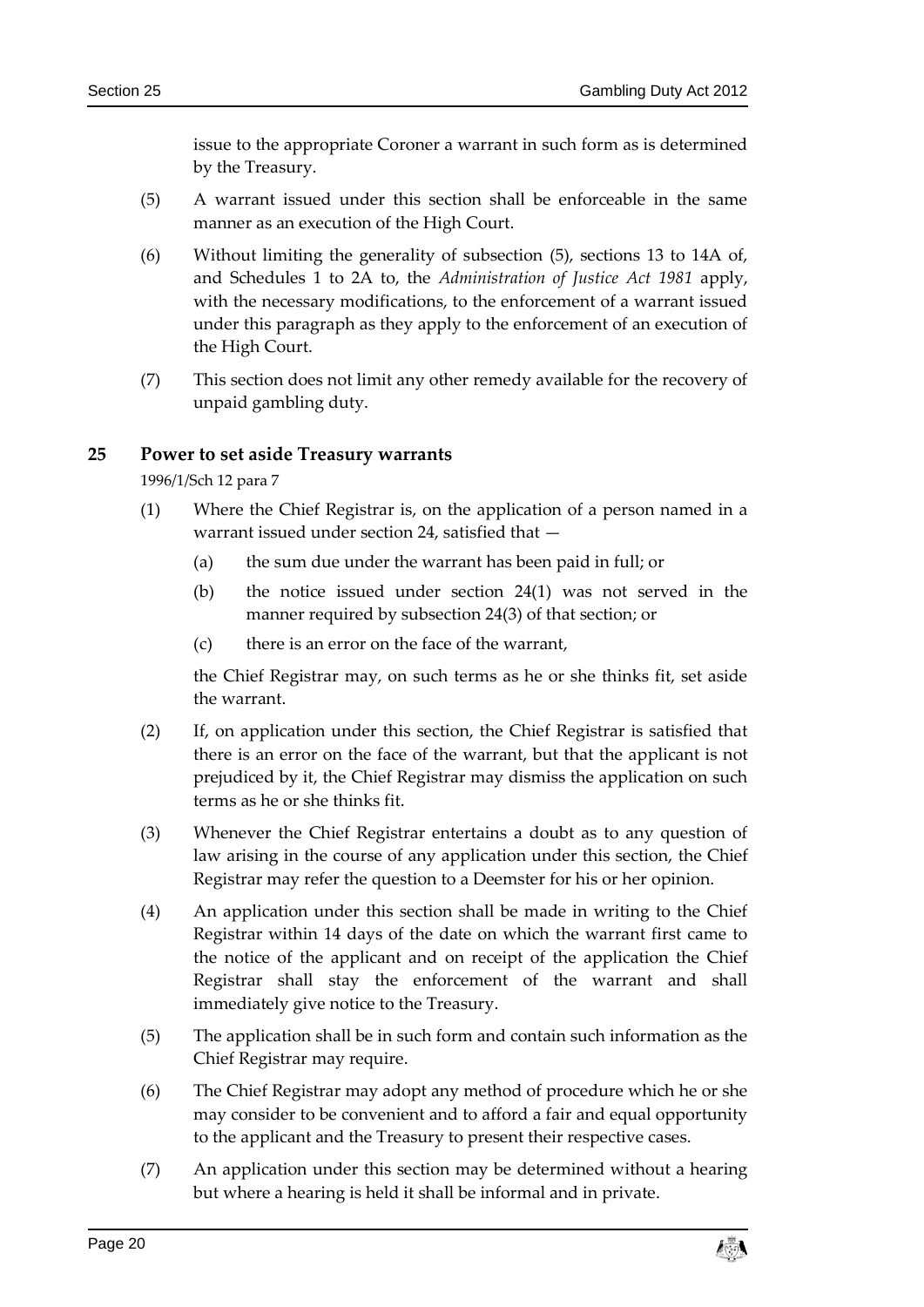issue to the appropriate Coroner a warrant in such form as is determined by the Treasury.

(5) A warrant issued under this section shall be enforceable in the same manner as an execution of the High Court.

(6) Without limiting the generality of subsection (5), sections 13 to 14A of, and Schedules 1 to 2A to, the *Administration of Justice Act 1981* apply, with the necessary modifications, to the enforcement of a warrant issued under this paragraph as they apply to the enforcement of an execution of the High Court.

(7) This section does not limit any other remedy available for the recovery of unpaid gambling duty.

## 25 Power to set aside Treasury warrants

1996/1/Sch 12 para 7

(1) Where the Chief Registrar is, on the application of a person named in a warrant issued under section 24, satisfied that —

  (a) the sum due under the warrant has been paid in full; or

  (b) the notice issued under section 24(1) was not served in the manner required by subsection 24(3) of that section; or

  (c) there is an error on the face of the warrant,

the Chief Registrar may, on such terms as he or she thinks fit, set aside the warrant.

(2) If, on application under this section, the Chief Registrar is satisfied that there is an error on the face of the warrant, but that the applicant is not prejudiced by it, the Chief Registrar may dismiss the application on such terms as he or she thinks fit.

(3) Whenever the Chief Registrar entertains a doubt as to any question of law arising in the course of any application under this section, the Chief Registrar may refer the question to a Deemster for his or her opinion.

(4) An application under this section shall be made in writing to the Chief Registrar within 14 days of the date on which the warrant first came to the notice of the applicant and on receipt of the application the Chief Registrar shall stay the enforcement of the warrant and shall immediately give notice to the Treasury.

(5) The application shall be in such form and contain such information as the Chief Registrar may require.

(6) The Chief Registrar may adopt any method of procedure which he or she may consider to be convenient and to afford a fair and equal opportunity to the applicant and the Treasury to present their respective cases.

(7) An application under this section may be determined without a hearing but where a hearing is held it shall be informal and in private.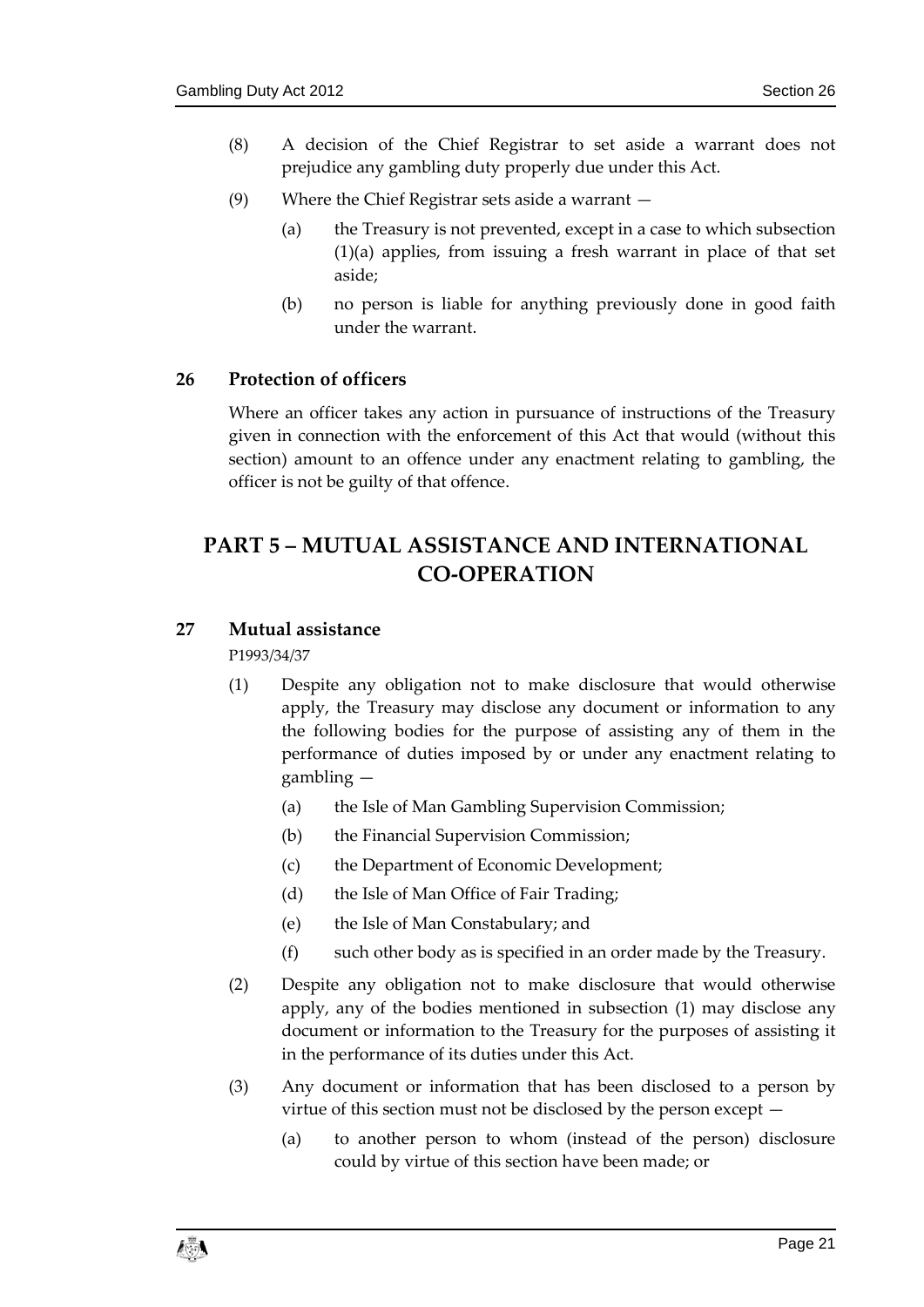(8) A decision of the Chief Registrar to set aside a warrant does not prejudice any gambling duty properly due under this Act.

(9) Where the Chief Registrar sets aside a warrant —

(a) the Treasury is not prevented, except in a case to which subsection (1)(a) applies, from issuing a fresh warrant in place of that set aside;

(b) no person is liable for anything previously done in good faith under the warrant.

### 26 Protection of officers

Where an officer takes any action in pursuance of instructions of the Treasury given in connection with the enforcement of this Act that would (without this section) amount to an offence under any enactment relating to gambling, the officer is not be guilty of that offence.

## PART 5 – MUTUAL ASSISTANCE AND INTERNATIONAL CO-OPERATION

### 27 Mutual assistance

P1993/34/37

(1) Despite any obligation not to make disclosure that would otherwise apply, the Treasury may disclose any document or information to any the following bodies for the purpose of assisting any of them in the performance of duties imposed by or under any enactment relating to gambling —

(a) the Isle of Man Gambling Supervision Commission;

(b) the Financial Supervision Commission;

(c) the Department of Economic Development;

(d) the Isle of Man Office of Fair Trading;

(e) the Isle of Man Constabulary; and

(f) such other body as is specified in an order made by the Treasury.

(2) Despite any obligation not to make disclosure that would otherwise apply, any of the bodies mentioned in subsection (1) may disclose any document or information to the Treasury for the purposes of assisting it in the performance of its duties under this Act.

(3) Any document or information that has been disclosed to a person by virtue of this section must not be disclosed by the person except —

(a) to another person to whom (instead of the person) disclosure could by virtue of this section have been made; or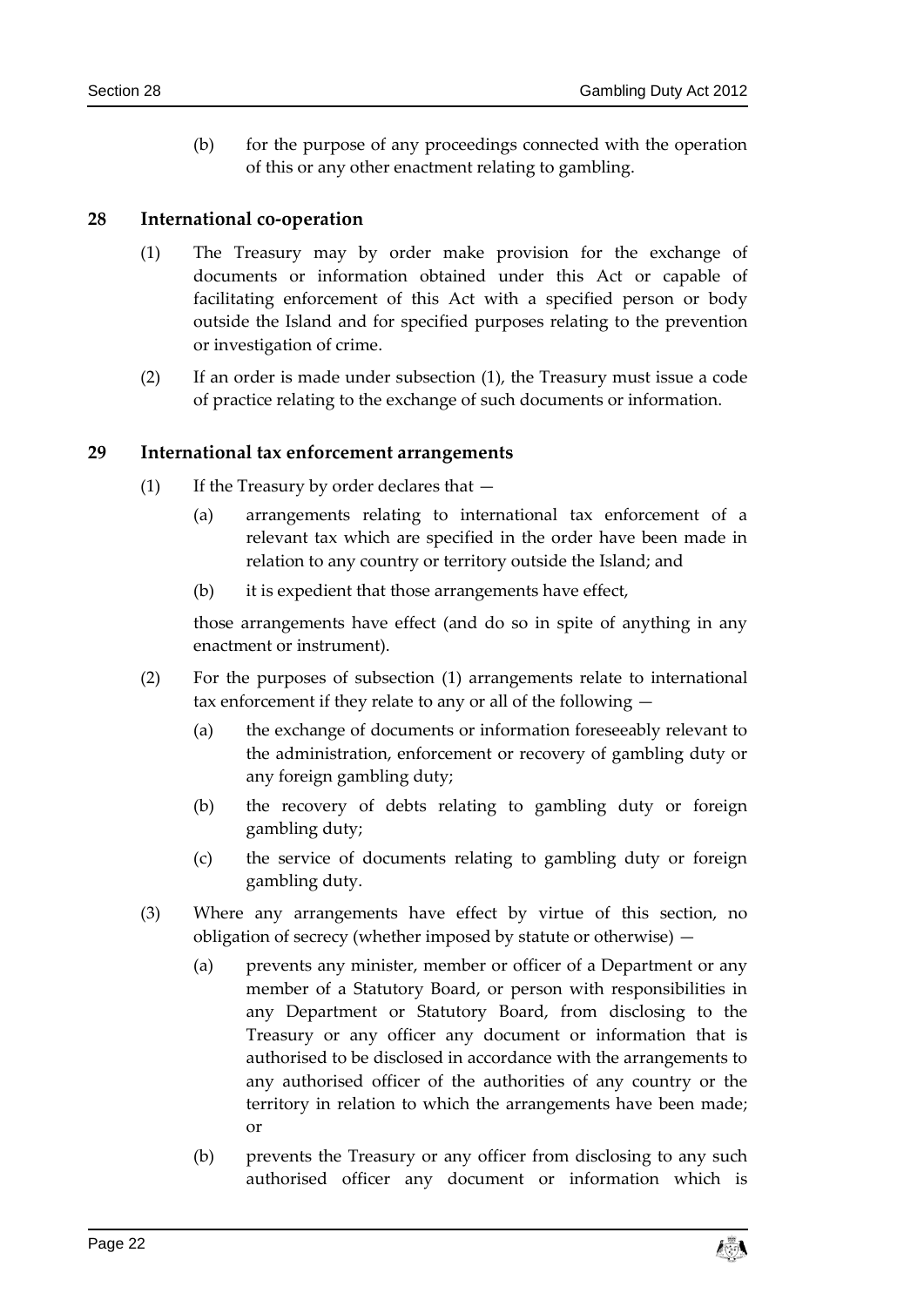(b) for the purpose of any proceedings connected with the operation of this or any other enactment relating to gambling.

## 28 International co-operation

(1) The Treasury may by order make provision for the exchange of documents or information obtained under this Act or capable of facilitating enforcement of this Act with a specified person or body outside the Island and for specified purposes relating to the prevention or investigation of crime.

(2) If an order is made under subsection (1), the Treasury must issue a code of practice relating to the exchange of such documents or information.

## 29 International tax enforcement arrangements

(1) If the Treasury by order declares that —

(a) arrangements relating to international tax enforcement of a relevant tax which are specified in the order have been made in relation to any country or territory outside the Island; and

(b) it is expedient that those arrangements have effect,

those arrangements have effect (and do so in spite of anything in any enactment or instrument).

(2) For the purposes of subsection (1) arrangements relate to international tax enforcement if they relate to any or all of the following —

(a) the exchange of documents or information foreseeably relevant to the administration, enforcement or recovery of gambling duty or any foreign gambling duty;

(b) the recovery of debts relating to gambling duty or foreign gambling duty;

(c) the service of documents relating to gambling duty or foreign gambling duty.

(3) Where any arrangements have effect by virtue of this section, no obligation of secrecy (whether imposed by statute or otherwise) —

(a) prevents any minister, member or officer of a Department or any member of a Statutory Board, or person with responsibilities in any Department or Statutory Board, from disclosing to the Treasury or any officer any document or information that is authorised to be disclosed in accordance with the arrangements to any authorised officer of the authorities of any country or the territory in relation to which the arrangements have been made; or

(b) prevents the Treasury or any officer from disclosing to any such authorised officer any document or information which is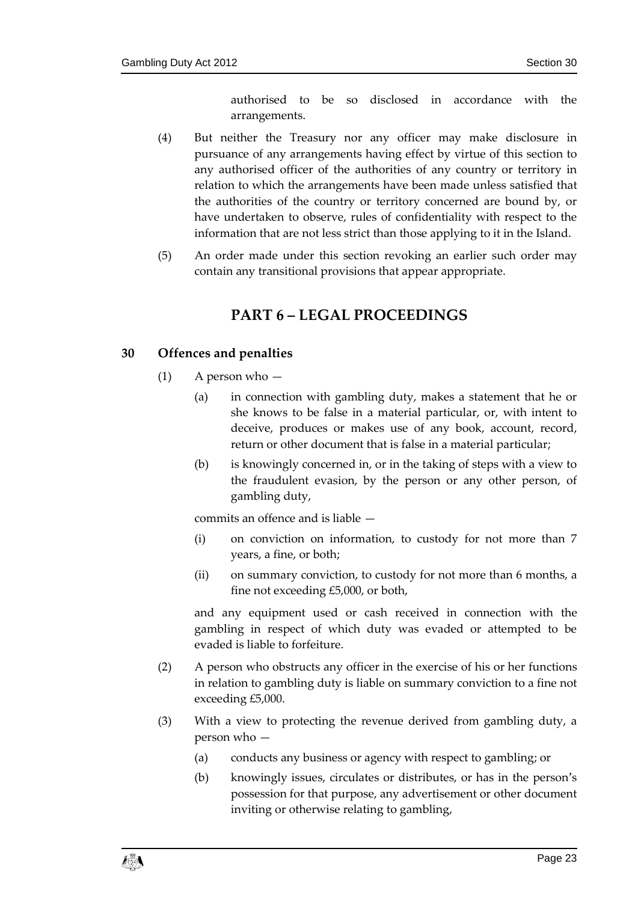authorised to be so disclosed in accordance with the arrangements.

(4) But neither the Treasury nor any officer may make disclosure in pursuance of any arrangements having effect by virtue of this section to any authorised officer of the authorities of any country or territory in relation to which the arrangements have been made unless satisfied that the authorities of the country or territory concerned are bound by, or have undertaken to observe, rules of confidentiality with respect to the information that are not less strict than those applying to it in the Island.

(5) An order made under this section revoking an earlier such order may contain any transitional provisions that appear appropriate.

## PART 6 – LEGAL PROCEEDINGS

### 30 Offences and penalties

(1) A person who —

(a) in connection with gambling duty, makes a statement that he or she knows to be false in a material particular, or, with intent to deceive, produces or makes use of any book, account, record, return or other document that is false in a material particular;

(b) is knowingly concerned in, or in the taking of steps with a view to the fraudulent evasion, by the person or any other person, of gambling duty,

commits an offence and is liable —

(i) on conviction on information, to custody for not more than 7 years, a fine, or both;

(ii) on summary conviction, to custody for not more than 6 months, a fine not exceeding £5,000, or both,

and any equipment used or cash received in connection with the gambling in respect of which duty was evaded or attempted to be evaded is liable to forfeiture.

(2) A person who obstructs any officer in the exercise of his or her functions in relation to gambling duty is liable on summary conviction to a fine not exceeding £5,000.

(3) With a view to protecting the revenue derived from gambling duty, a person who —

(a) conducts any business or agency with respect to gambling; or

(b) knowingly issues, circulates or distributes, or has in the person's possession for that purpose, any advertisement or other document inviting or otherwise relating to gambling,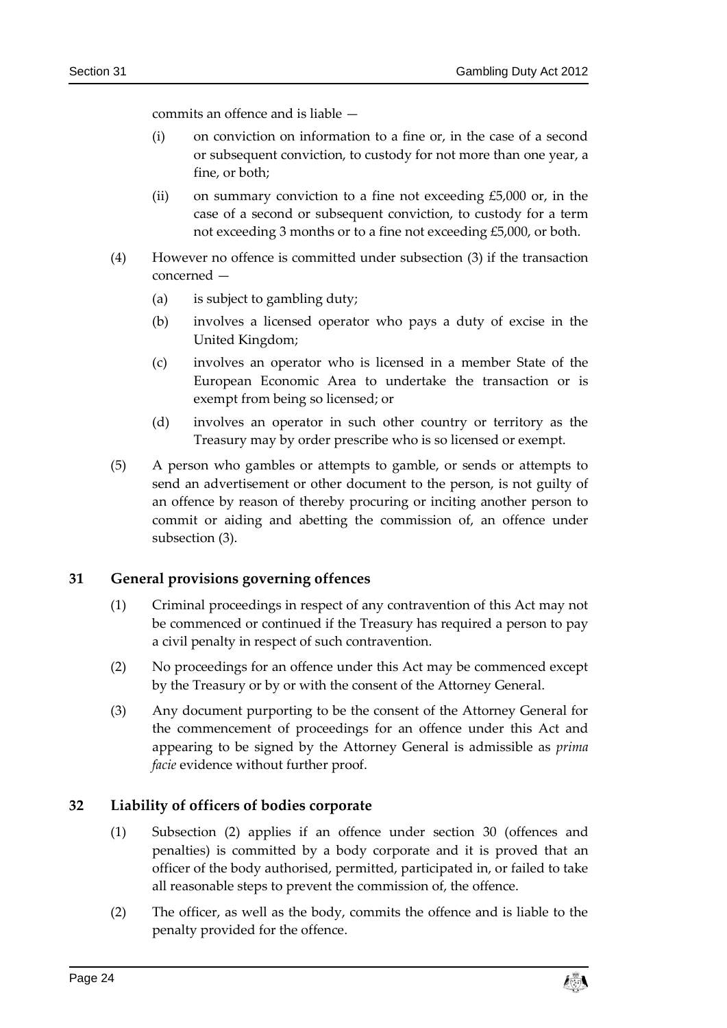commits an offence and is liable —

(i) on conviction on information to a fine or, in the case of a second or subsequent conviction, to custody for not more than one year, a fine, or both;

(ii) on summary conviction to a fine not exceeding £5,000 or, in the case of a second or subsequent conviction, to custody for a term not exceeding 3 months or to a fine not exceeding £5,000, or both.

(4) However no offence is committed under subsection (3) if the transaction concerned —

(a) is subject to gambling duty;

(b) involves a licensed operator who pays a duty of excise in the United Kingdom;

(c) involves an operator who is licensed in a member State of the European Economic Area to undertake the transaction or is exempt from being so licensed; or

(d) involves an operator in such other country or territory as the Treasury may by order prescribe who is so licensed or exempt.

(5) A person who gambles or attempts to gamble, or sends or attempts to send an advertisement or other document to the person, is not guilty of an offence by reason of thereby procuring or inciting another person to commit or aiding and abetting the commission of, an offence under subsection (3).

### 31 General provisions governing offences

(1) Criminal proceedings in respect of any contravention of this Act may not be commenced or continued if the Treasury has required a person to pay a civil penalty in respect of such contravention.

(2) No proceedings for an offence under this Act may be commenced except by the Treasury or by or with the consent of the Attorney General.

(3) Any document purporting to be the consent of the Attorney General for the commencement of proceedings for an offence under this Act and appearing to be signed by the Attorney General is admissible as *prima facie* evidence without further proof.

### 32 Liability of officers of bodies corporate

(1) Subsection (2) applies if an offence under section 30 (offences and penalties) is committed by a body corporate and it is proved that an officer of the body authorised, permitted, participated in, or failed to take all reasonable steps to prevent the commission of, the offence.

(2) The officer, as well as the body, commits the offence and is liable to the penalty provided for the offence.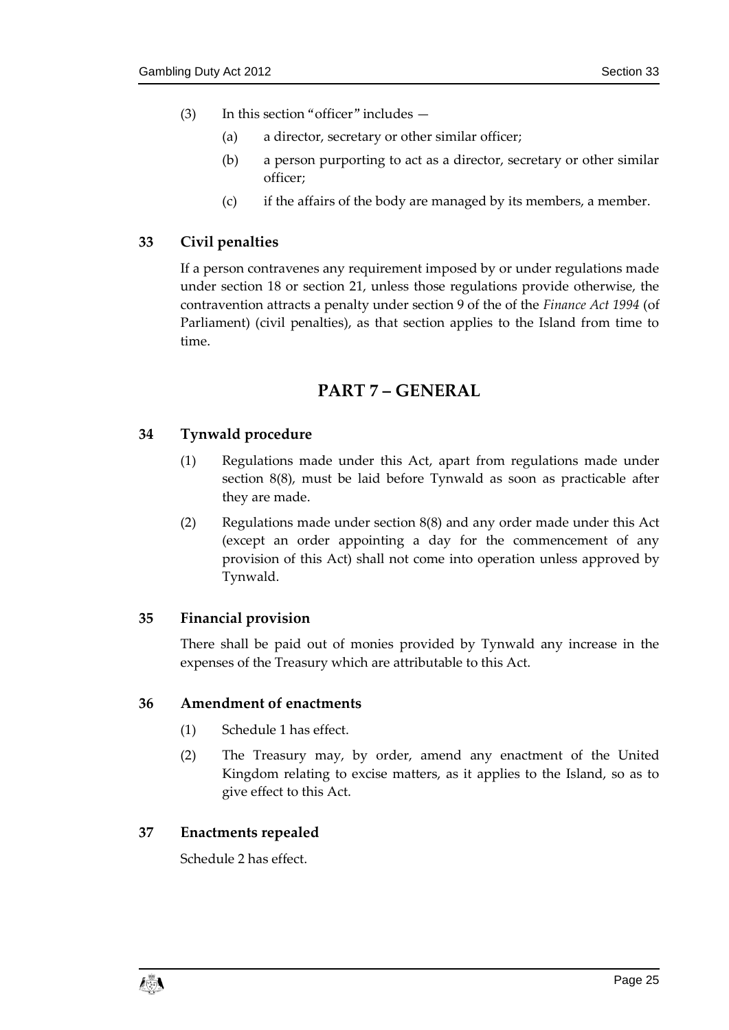(3) In this section "officer" includes —

(a) a director, secretary or other similar officer;

(b) a person purporting to act as a director, secretary or other similar officer;

(c) if the affairs of the body are managed by its members, a member.

### 33 Civil penalties

If a person contravenes any requirement imposed by or under regulations made under section 18 or section 21, unless those regulations provide otherwise, the contravention attracts a penalty under section 9 of the of the *Finance Act 1994* (of Parliament) (civil penalties), as that section applies to the Island from time to time.

## PART 7 – GENERAL

### 34 Tynwald procedure

(1) Regulations made under this Act, apart from regulations made under section 8(8), must be laid before Tynwald as soon as practicable after they are made.

(2) Regulations made under section 8(8) and any order made under this Act (except an order appointing a day for the commencement of any provision of this Act) shall not come into operation unless approved by Tynwald.

### 35 Financial provision

There shall be paid out of monies provided by Tynwald any increase in the expenses of the Treasury which are attributable to this Act.

### 36 Amendment of enactments

(1) Schedule 1 has effect.

(2) The Treasury may, by order, amend any enactment of the United Kingdom relating to excise matters, as it applies to the Island, so as to give effect to this Act.

### 37 Enactments repealed

Schedule 2 has effect.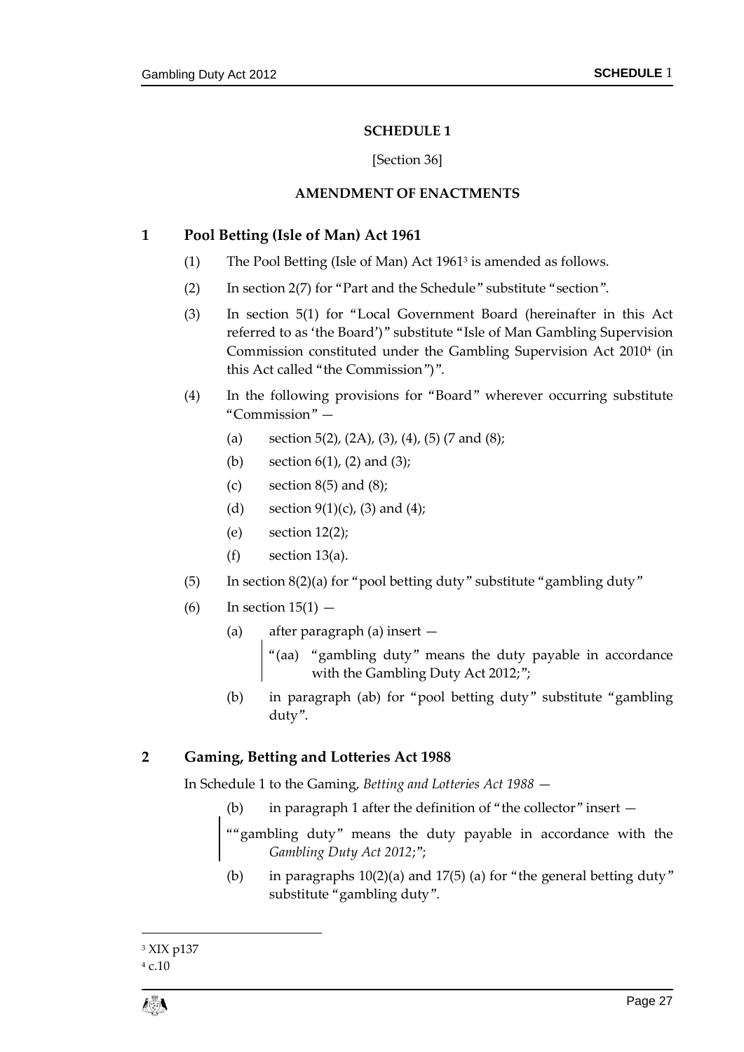# SCHEDULE 1

[Section 36]

## AMENDMENT OF ENACTMENTS

### 1 Pool Betting (Isle of Man) Act 1961

(1) The Pool Betting (Isle of Man) Act 1961[3] is amended as follows.

(2) In section 2(7) for "Part and the Schedule" substitute "section".

(3) In section 5(1) for "Local Government Board (hereinafter in this Act referred to as 'the Board')" substitute "Isle of Man Gambling Supervision Commission constituted under the Gambling Supervision Act 2010[4] (in this Act called "the Commission")".

(4) In the following provisions for "Board" wherever occurring substitute "Commission" —

- (a) section 5(2), (2A), (3), (4), (5) (7 and (8);
- (b) section 6(1), (2) and (3);
- (c) section 8(5) and (8);
- (d) section 9(1)(c), (3) and (4);
- (e) section 12(2);
- (f) section 13(a).

(5) In section 8(2)(a) for "pool betting duty" substitute "gambling duty"

(6) In section 15(1) —

- (a) after paragraph (a) insert —

  > "(aa) "gambling duty" means the duty payable in accordance with the Gambling Duty Act 2012;";

- (b) in paragraph (ab) for "pool betting duty" substitute "gambling duty".

### 2 Gaming, Betting and Lotteries Act 1988

In Schedule 1 to the Gaming, *Betting and Lotteries Act 1988* —

- (b) in paragraph 1 after the definition of "the collector" insert —

  > ""gambling duty" means the duty payable in accordance with the *Gambling Duty Act 2012*;";

- (b) in paragraphs 10(2)(a) and 17(5) (a) for "the general betting duty" substitute "gambling duty".

---

[3] XIX p137

[4] c.10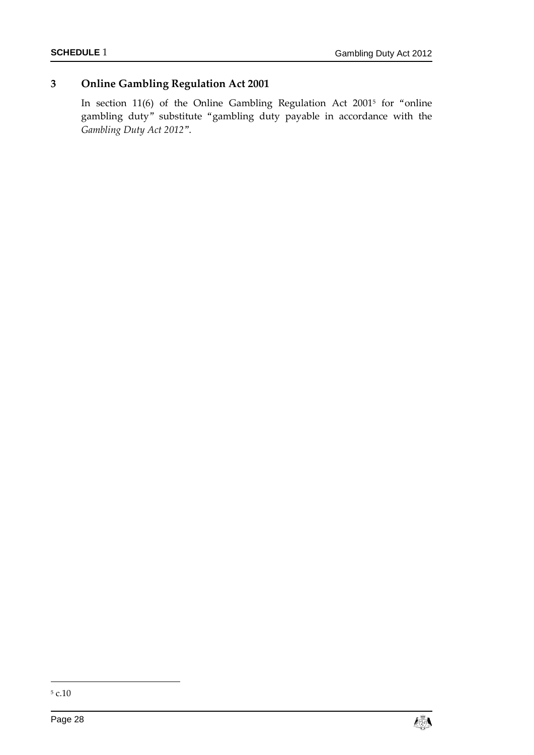## 3 Online Gambling Regulation Act 2001

In section 11(6) of the Online Gambling Regulation Act 2001[5] for "online gambling duty" substitute "gambling duty payable in accordance with the *Gambling Duty Act 2012*".

---

[5] c.10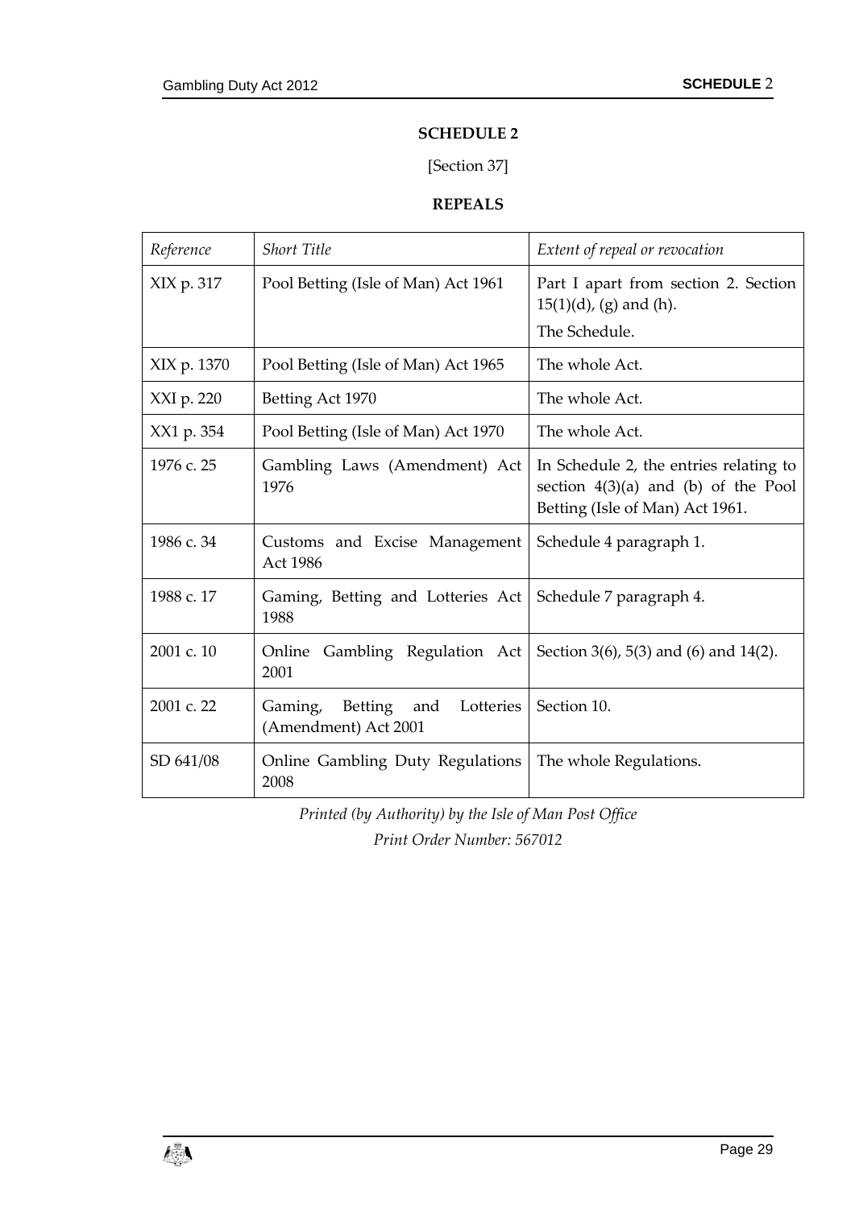## SCHEDULE 2

[Section 37]

### REPEALS

| *Reference* | *Short Title* | *Extent of repeal or revocation* |
|---|---|---|
| XIX p. 317 | Pool Betting (Isle of Man) Act 1961 | Part I apart from section 2. Section 15(1)(d), (g) and (h). The Schedule. |
| XIX p. 1370 | Pool Betting (Isle of Man) Act 1965 | The whole Act. |
| XXI p. 220 | Betting Act 1970 | The whole Act. |
| XX1 p. 354 | Pool Betting (Isle of Man) Act 1970 | The whole Act. |
| 1976 c. 25 | Gambling Laws (Amendment) Act 1976 | In Schedule 2, the entries relating to section 4(3)(a) and (b) of the Pool Betting (Isle of Man) Act 1961. |
| 1986 c. 34 | Customs and Excise Management Act 1986 | Schedule 4 paragraph 1. |
| 1988 c. 17 | Gaming, Betting and Lotteries Act 1988 | Schedule 7 paragraph 4. |
| 2001 c. 10 | Online Gambling Regulation Act 2001 | Section 3(6), 5(3) and (6) and 14(2). |
| 2001 c. 22 | Gaming, Betting and Lotteries (Amendment) Act 2001 | Section 10. |
| SD 641/08 | Online Gambling Duty Regulations 2008 | The whole Regulations. |

*Printed (by Authority) by the Isle of Man Post Office*

*Print Order Number: 567012*